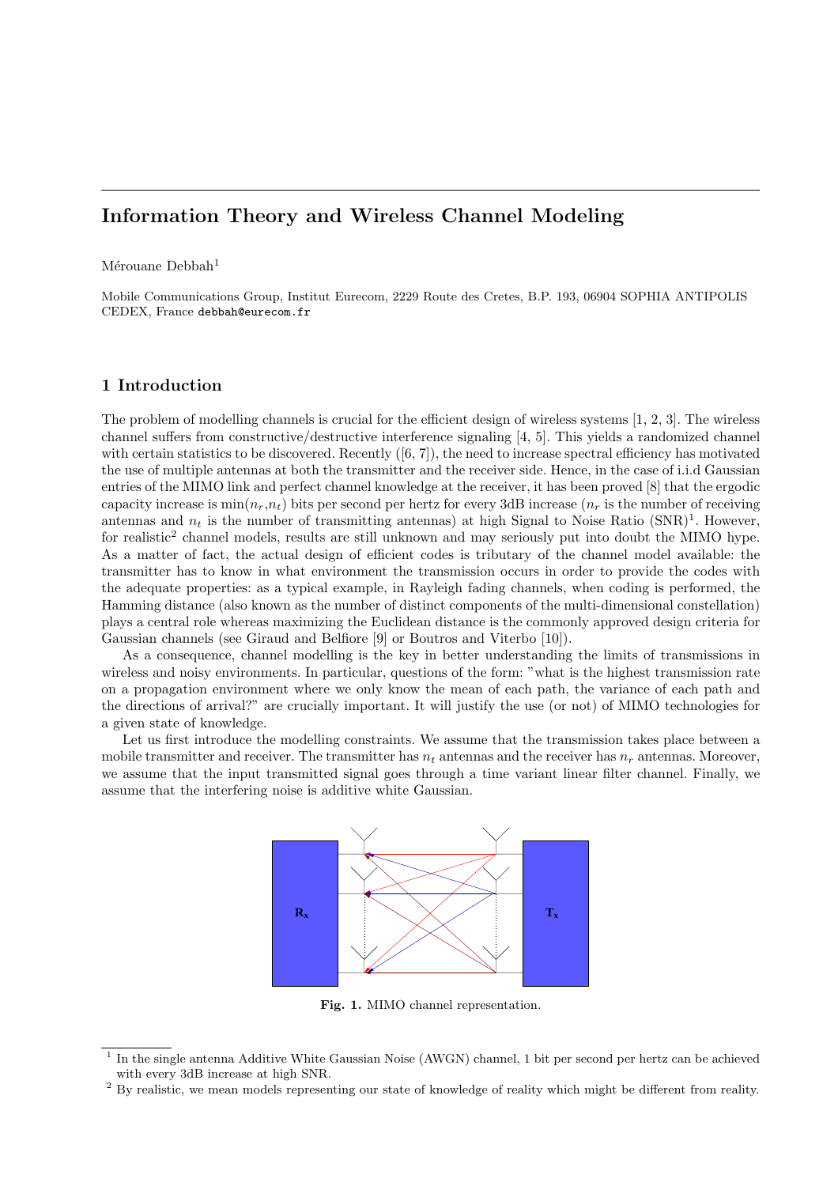# Information Theory and Wireless Channel Modeling

Mérouane Debbah[1]

Mobile Communications Group, Institut Eurecom, 2229 Route des Cretes, B.P. 193, 06904 SOPHIA ANTIPOLIS CEDEX, France debbah@eurecom.fr

## 1 Introduction

The problem of modelling channels is crucial for the efficient design of wireless systems [1, 2, 3]. The wireless channel suffers from constructive/destructive interference signaling [4, 5]. This yields a randomized channel with certain statistics to be discovered. Recently ([6, 7]), the need to increase spectral efficiency has motivated the use of multiple antennas at both the transmitter and the receiver side. Hence, in the case of i.i.d Gaussian entries of the MIMO link and perfect channel knowledge at the receiver, it has been proved [8] that the ergodic capacity increase is $\min(n_r,n_t)$ bits per second per hertz for every 3dB increase ($n_r$ is the number of receiving antennas and $n_t$ is the number of transmitting antennas) at high Signal to Noise Ratio (SNR)[1]. However, for realistic[2] channel models, results are still unknown and may seriously put into doubt the MIMO hype. As a matter of fact, the actual design of efficient codes is tributary of the channel model available: the transmitter has to know in what environment the transmission occurs in order to provide the codes with the adequate properties: as a typical example, in Rayleigh fading channels, when coding is performed, the Hamming distance (also known as the number of distinct components of the multi-dimensional constellation) plays a central role whereas maximizing the Euclidean distance is the commonly approved design criteria for Gaussian channels (see Giraud and Belfiore [9] or Boutros and Viterbo [10]).

As a consequence, channel modelling is the key in better understanding the limits of transmissions in wireless and noisy environments. In particular, questions of the form: "what is the highest transmission rate on a propagation environment where we only know the mean of each path, the variance of each path and the directions of arrival?" are crucially important. It will justify the use (or not) of MIMO technologies for a given state of knowledge.

Let us first introduce the modelling constraints. We assume that the transmission takes place between a mobile transmitter and receiver. The transmitter has $n_t$ antennas and the receiver has $n_r$ antennas. Moreover, we assume that the input transmitted signal goes through a time variant linear filter channel. Finally, we assume that the interfering noise is additive white Gaussian.

**Fig. 1.** MIMO channel representation.

[1] In the single antenna Additive White Gaussian Noise (AWGN) channel, 1 bit per second per hertz can be achieved with every 3dB increase at high SNR.

[2] By realistic, we mean models representing our state of knowledge of reality which might be different from reality.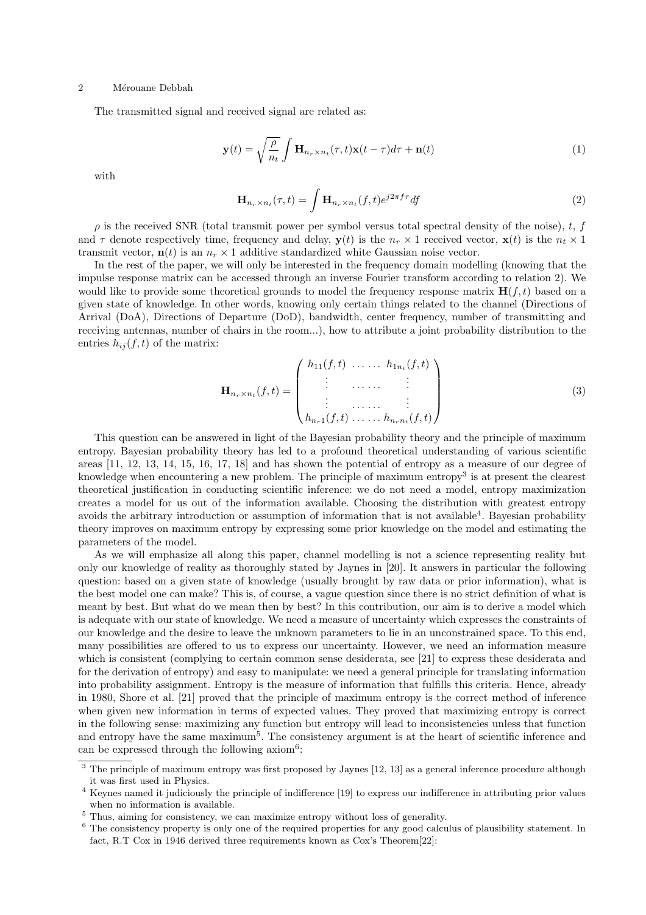The transmitted signal and received signal are related as:

$$\mathbf{y}(t) = \sqrt{\frac{\rho}{n_t}} \int \mathbf{H}_{n_r \times n_t}(\tau, t)\mathbf{x}(t-\tau)d\tau + \mathbf{n}(t) \tag{1}$$

with

$$\mathbf{H}_{n_r \times n_t}(\tau, t) = \int \mathbf{H}_{n_r \times n_t}(f, t)e^{j2\pi f \tau}df \tag{2}$$

$\rho$ is the received SNR (total transmit power per symbol versus total spectral density of the noise), $t$, $f$ and $\tau$ denote respectively time, frequency and delay, $\mathbf{y}(t)$ is the $n_r \times 1$ received vector, $\mathbf{x}(t)$ is the $n_t \times 1$ transmit vector, $\mathbf{n}(t)$ is an $n_r \times 1$ additive standardized white Gaussian noise vector.

In the rest of the paper, we will only be interested in the frequency domain modelling (knowing that the impulse response matrix can be accessed through an inverse Fourier transform according to relation 2). We would like to provide some theoretical grounds to model the frequency response matrix $\mathbf{H}(f, t)$ based on a given state of knowledge. In other words, knowing only certain things related to the channel (Directions of Arrival (DoA), Directions of Departure (DoD), bandwidth, center frequency, number of transmitting and receiving antennas, number of chairs in the room...), how to attribute a joint probability distribution to the entries $h_{ij}(f, t)$ of the matrix:

$$\mathbf{H}_{n_r \times n_t}(f, t) = \begin{pmatrix} h_{11}(f,t) & \ldots\ldots & h_{1n_t}(f,t) \\ \vdots & \ldots\ldots & \vdots \\ \vdots & \ldots\ldots & \vdots \\ h_{n_r 1}(f,t) & \ldots\ldots & h_{n_r n_t}(f,t) \end{pmatrix} \tag{3}$$

This question can be answered in light of the Bayesian probability theory and the principle of maximum entropy. Bayesian probability theory has led to a profound theoretical understanding of various scientific areas [11, 12, 13, 14, 15, 16, 17, 18] and has shown the potential of entropy as a measure of our degree of knowledge when encountering a new problem. The principle of maximum entropy[3] is at present the clearest theoretical justification in conducting scientific inference: we do not need a model, entropy maximization creates a model for us out of the information available. Choosing the distribution with greatest entropy avoids the arbitrary introduction or assumption of information that is not available[4]. Bayesian probability theory improves on maximum entropy by expressing some prior knowledge on the model and estimating the parameters of the model.

As we will emphasize all along this paper, channel modelling is not a science representing reality but only our knowledge of reality as thoroughly stated by Jaynes in [20]. It answers in particular the following question: based on a given state of knowledge (usually brought by raw data or prior information), what is the best model one can make? This is, of course, a vague question since there is no strict definition of what is meant by best. But what do we mean then by best? In this contribution, our aim is to derive a model which is adequate with our state of knowledge. We need a measure of uncertainty which expresses the constraints of our knowledge and the desire to leave the unknown parameters to lie in an unconstrained space. To this end, many possibilities are offered to us to express our uncertainty. However, we need an information measure which is consistent (complying to certain common sense desiderata, see [21] to express these desiderata and for the derivation of entropy) and easy to manipulate: we need a general principle for translating information into probability assignment. Entropy is the measure of information that fulfills this criteria. Hence, already in 1980, Shore et al. [21] proved that the principle of maximum entropy is the correct method of inference when given new information in terms of expected values. They proved that maximizing entropy is correct in the following sense: maximizing any function but entropy will lead to inconsistencies unless that function and entropy have the same maximum[5]. The consistency argument is at the heart of scientific inference and can be expressed through the following axiom[6]:

[3] The principle of maximum entropy was first proposed by Jaynes [12, 13] as a general inference procedure although it was first used in Physics.

[4] Keynes named it judiciously the principle of indifference [19] to express our indifference in attributing prior values when no information is available.

[5] Thus, aiming for consistency, we can maximize entropy without loss of generality.

[6] The consistency property is only one of the required properties for any good calculus of plausibility statement. In fact, R.T Cox in 1946 derived three requirements known as Cox's Theorem[22]: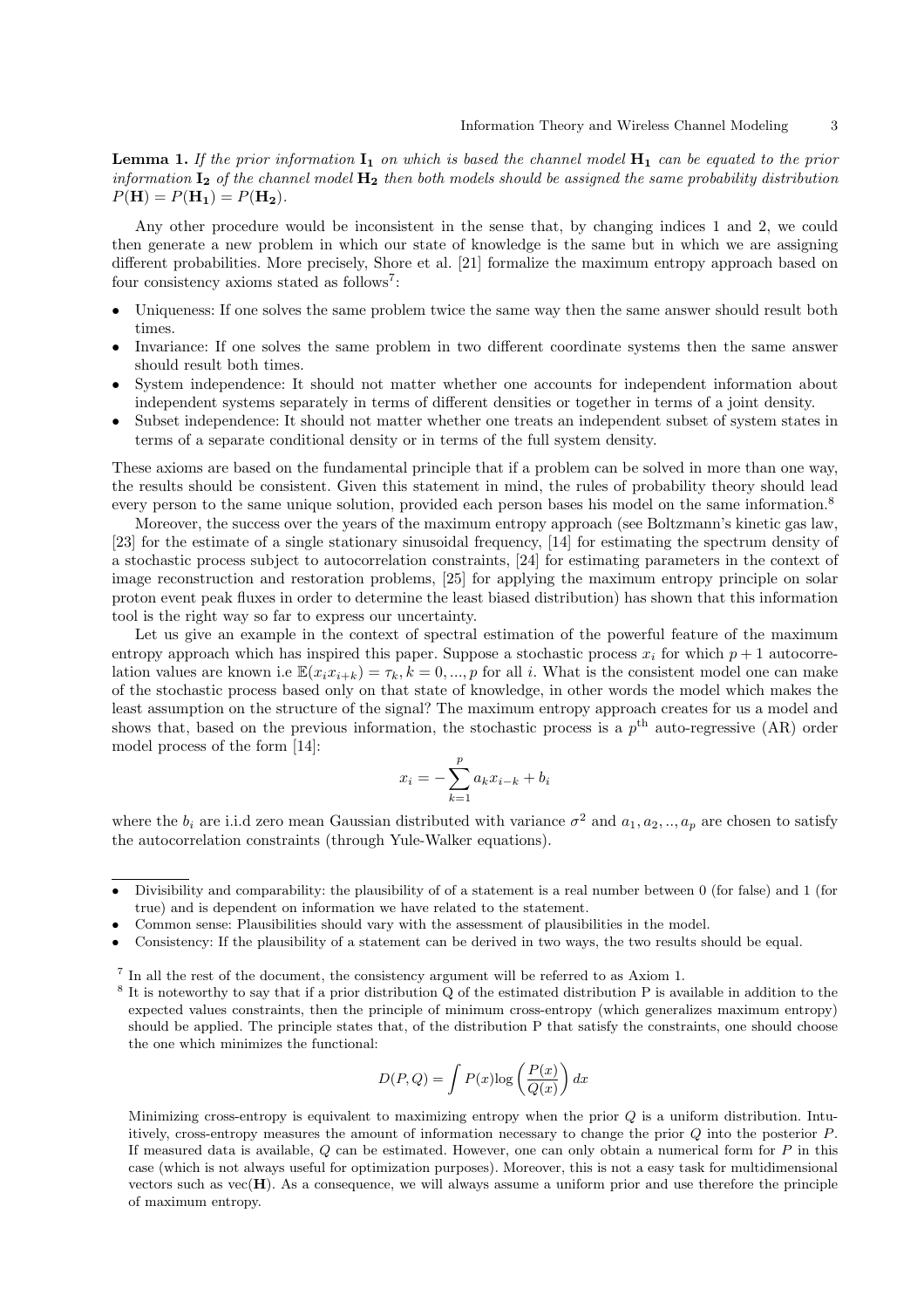**Lemma 1.** *If the prior information* $\mathbf{I_1}$ *on which is based the channel model* $\mathbf{H_1}$ *can be equated to the prior information* $\mathbf{I_2}$ *of the channel model* $\mathbf{H_2}$ *then both models should be assigned the same probability distribution* $P(\mathbf{H}) = P(\mathbf{H_1}) = P(\mathbf{H_2})$.

Any other procedure would be inconsistent in the sense that, by changing indices 1 and 2, we could then generate a new problem in which our state of knowledge is the same but in which we are assigning different probabilities. More precisely, Shore et al. [21] formalize the maximum entropy approach based on four consistency axioms stated as follows[7]:

- Uniqueness: If one solves the same problem twice the same way then the same answer should result both times.
- Invariance: If one solves the same problem in two different coordinate systems then the same answer should result both times.
- System independence: It should not matter whether one accounts for independent information about independent systems separately in terms of different densities or together in terms of a joint density.
- Subset independence: It should not matter whether one treats an independent subset of system states in terms of a separate conditional density or in terms of the full system density.

These axioms are based on the fundamental principle that if a problem can be solved in more than one way, the results should be consistent. Given this statement in mind, the rules of probability theory should lead every person to the same unique solution, provided each person bases his model on the same information.[8]

Moreover, the success over the years of the maximum entropy approach (see Boltzmann's kinetic gas law, [23] for the estimate of a single stationary sinusoidal frequency, [14] for estimating the spectrum density of a stochastic process subject to autocorrelation constraints, [24] for estimating parameters in the context of image reconstruction and restoration problems, [25] for applying the maximum entropy principle on solar proton event peak fluxes in order to determine the least biased distribution) has shown that this information tool is the right way so far to express our uncertainty.

Let us give an example in the context of spectral estimation of the powerful feature of the maximum entropy approach which has inspired this paper. Suppose a stochastic process $x_i$ for which $p+1$ autocorrelation values are known i.e $\mathbb{E}(x_i x_{i+k}) = \tau_k, k = 0, ..., p$ for all $i$. What is the consistent model one can make of the stochastic process based only on that state of knowledge, in other words the model which makes the least assumption on the structure of the signal? The maximum entropy approach creates for us a model and shows that, based on the previous information, the stochastic process is a $p^{\text{th}}$ auto-regressive (AR) order model process of the form [14]:

$$x_i = -\sum_{k=1}^{p} a_k x_{i-k} + b_i$$

where the $b_i$ are i.i.d zero mean Gaussian distributed with variance $\sigma^2$ and $a_1, a_2, .., a_p$ are chosen to satisfy the autocorrelation constraints (through Yule-Walker equations).

---

- Divisibility and comparability: the plausibility of of a statement is a real number between 0 (for false) and 1 (for true) and is dependent on information we have related to the statement.
- Common sense: Plausibilities should vary with the assessment of plausibilities in the model.
- Consistency: If the plausibility of a statement can be derived in two ways, the two results should be equal.

[7] In all the rest of the document, the consistency argument will be referred to as Axiom 1.

[8] It is noteworthy to say that if a prior distribution Q of the estimated distribution P is available in addition to the expected values constraints, then the principle of minimum cross-entropy (which generalizes maximum entropy) should be applied. The principle states that, of the distribution P that satisfy the constraints, one should choose the one which minimizes the functional:

$$D(P, Q) = \int P(x) \log\left(\frac{P(x)}{Q(x)}\right) dx$$

Minimizing cross-entropy is equivalent to maximizing entropy when the prior $Q$ is a uniform distribution. Intuitively, cross-entropy measures the amount of information necessary to change the prior $Q$ into the posterior $P$. If measured data is available, $Q$ can be estimated. However, one can only obtain a numerical form for $P$ in this case (which is not always useful for optimization purposes). Moreover, this is not a easy task for multidimensional vectors such as $\text{vec}(\mathbf{H})$. As a consequence, we will always assume a uniform prior and use therefore the principle of maximum entropy.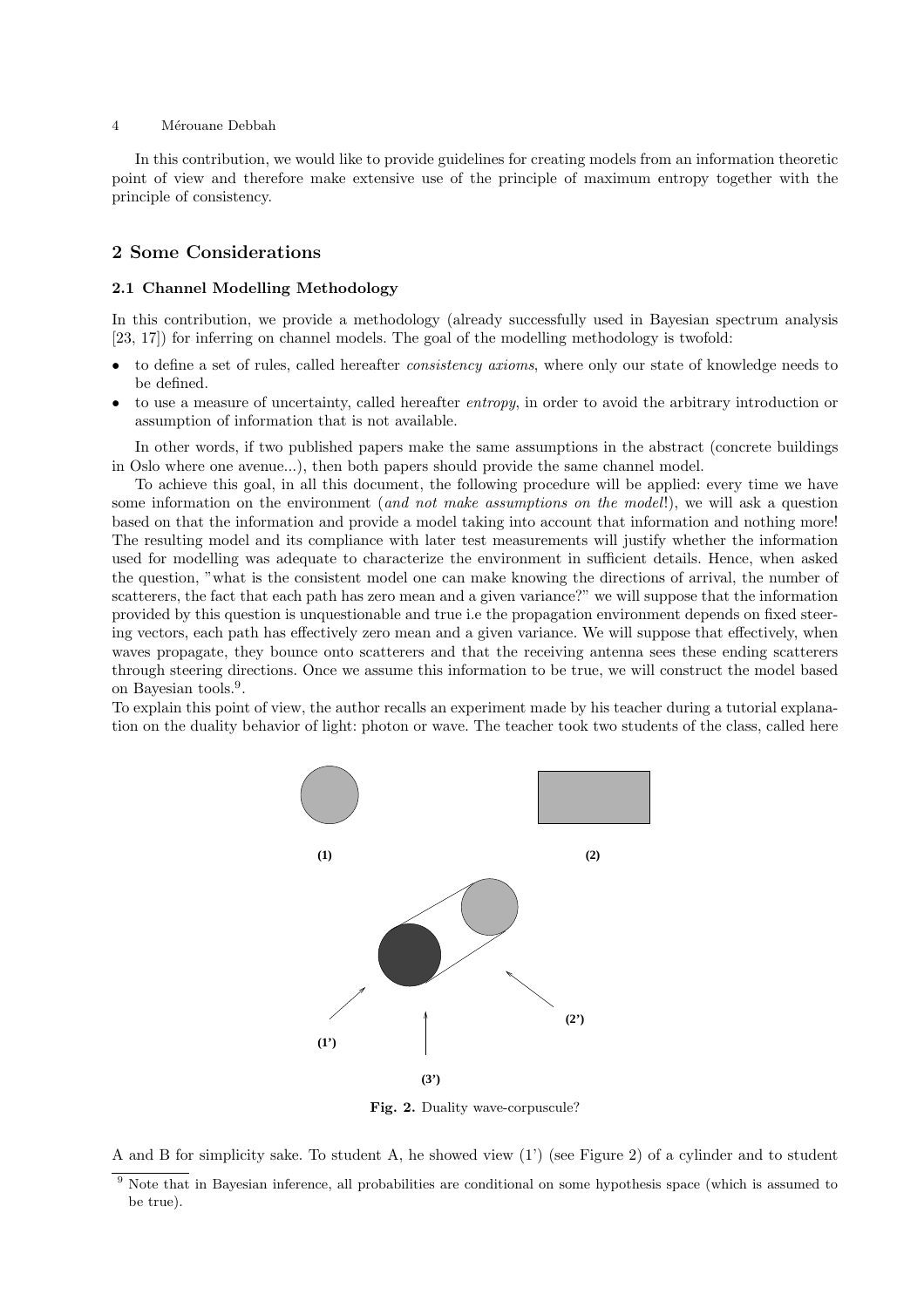In this contribution, we would like to provide guidelines for creating models from an information theoretic point of view and therefore make extensive use of the principle of maximum entropy together with the principle of consistency.

## 2 Some Considerations

### 2.1 Channel Modelling Methodology

In this contribution, we provide a methodology (already successfully used in Bayesian spectrum analysis [23, 17]) for inferring on channel models. The goal of the modelling methodology is twofold:

- to define a set of rules, called hereafter *consistency axioms*, where only our state of knowledge needs to be defined.
- to use a measure of uncertainty, called hereafter *entropy*, in order to avoid the arbitrary introduction or assumption of information that is not available.

In other words, if two published papers make the same assumptions in the abstract (concrete buildings in Oslo where one avenue...), then both papers should provide the same channel model.

To achieve this goal, in all this document, the following procedure will be applied: every time we have some information on the environment (*and not make assumptions on the model*!), we will ask a question based on that the information and provide a model taking into account that information and nothing more! The resulting model and its compliance with later test measurements will justify whether the information used for modelling was adequate to characterize the environment in sufficient details. Hence, when asked the question, "what is the consistent model one can make knowing the directions of arrival, the number of scatterers, the fact that each path has zero mean and a given variance?" we will suppose that the information provided by this question is unquestionable and true i.e the propagation environment depends on fixed steering vectors, each path has effectively zero mean and a given variance. We will suppose that effectively, when waves propagate, they bounce onto scatterers and that the receiving antenna sees these ending scatterers through steering directions. Once we assume this information to be true, we will construct the model based on Bayesian tools.[9].

To explain this point of view, the author recalls an experiment made by his teacher during a tutorial explanation on the duality behavior of light: photon or wave. The teacher took two students of the class, called here

**Fig. 2.** Duality wave-corpuscule?

A and B for simplicity sake. To student A, he showed view (1') (see Figure 2) of a cylinder and to student

[9] Note that in Bayesian inference, all probabilities are conditional on some hypothesis space (which is assumed to be true).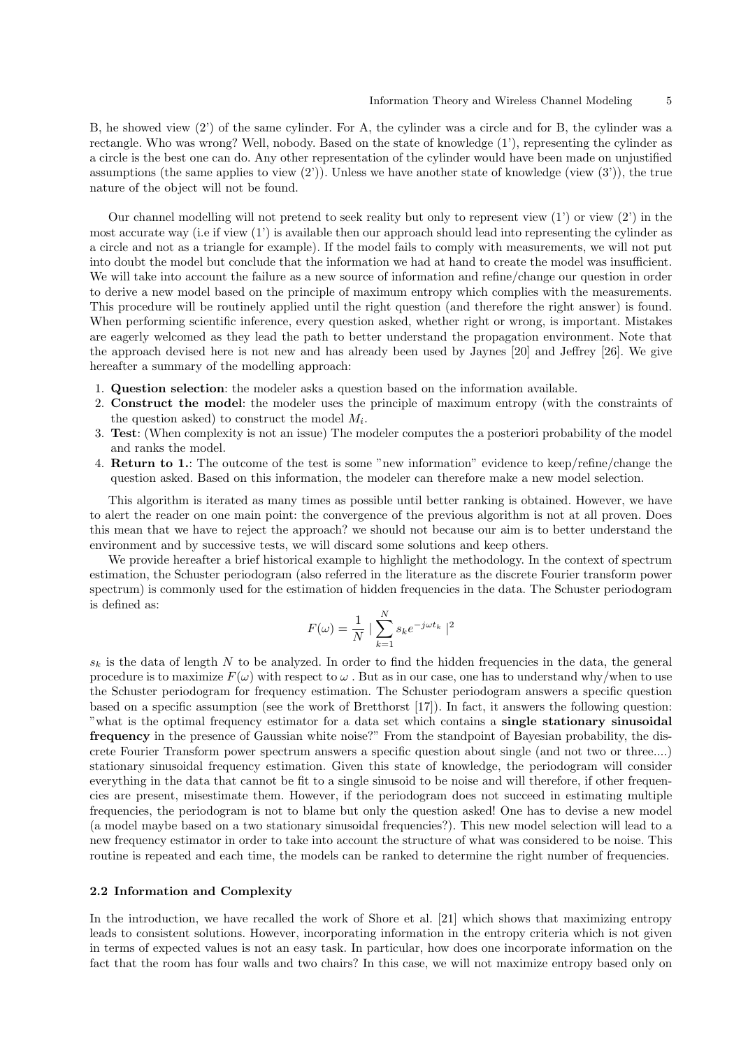B, he showed view (2') of the same cylinder. For A, the cylinder was a circle and for B, the cylinder was a rectangle. Who was wrong? Well, nobody. Based on the state of knowledge (1'), representing the cylinder as a circle is the best one can do. Any other representation of the cylinder would have been made on unjustified assumptions (the same applies to view (2')). Unless we have another state of knowledge (view (3')), the true nature of the object will not be found.

Our channel modelling will not pretend to seek reality but only to represent view (1') or view (2') in the most accurate way (i.e if view (1') is available then our approach should lead into representing the cylinder as a circle and not as a triangle for example). If the model fails to comply with measurements, we will not put into doubt the model but conclude that the information we had at hand to create the model was insufficient. We will take into account the failure as a new source of information and refine/change our question in order to derive a new model based on the principle of maximum entropy which complies with the measurements. This procedure will be routinely applied until the right question (and therefore the right answer) is found. When performing scientific inference, every question asked, whether right or wrong, is important. Mistakes are eagerly welcomed as they lead the path to better understand the propagation environment. Note that the approach devised here is not new and has already been used by Jaynes [20] and Jeffrey [26]. We give hereafter a summary of the modelling approach:

1. **Question selection**: the modeler asks a question based on the information available.
2. **Construct the model**: the modeler uses the principle of maximum entropy (with the constraints of the question asked) to construct the model $M_i$.
3. **Test**: (When complexity is not an issue) The modeler computes the a posteriori probability of the model and ranks the model.
4. **Return to 1.**: The outcome of the test is some "new information" evidence to keep/refine/change the question asked. Based on this information, the modeler can therefore make a new model selection.

This algorithm is iterated as many times as possible until better ranking is obtained. However, we have to alert the reader on one main point: the convergence of the previous algorithm is not at all proven. Does this mean that we have to reject the approach? we should not because our aim is to better understand the environment and by successive tests, we will discard some solutions and keep others.

We provide hereafter a brief historical example to highlight the methodology. In the context of spectrum estimation, the Schuster periodogram (also referred in the literature as the discrete Fourier transform power spectrum) is commonly used for the estimation of hidden frequencies in the data. The Schuster periodogram is defined as:

$$F(\omega) = \frac{1}{N} \mid \sum_{k=1}^{N} s_k e^{-j\omega t_k} \mid^2$$

$s_k$ is the data of length $N$ to be analyzed. In order to find the hidden frequencies in the data, the general procedure is to maximize $F(\omega)$ with respect to $\omega$ . But as in our case, one has to understand why/when to use the Schuster periodogram for frequency estimation. The Schuster periodogram answers a specific question based on a specific assumption (see the work of Bretthorst [17]). In fact, it answers the following question: "what is the optimal frequency estimator for a data set which contains a **single stationary sinusoidal frequency** in the presence of Gaussian white noise?" From the standpoint of Bayesian probability, the discrete Fourier Transform power spectrum answers a specific question about single (and not two or three....) stationary sinusoidal frequency estimation. Given this state of knowledge, the periodogram will consider everything in the data that cannot be fit to a single sinusoid to be noise and will therefore, if other frequencies are present, misestimate them. However, if the periodogram does not succeed in estimating multiple frequencies, the periodogram is not to blame but only the question asked! One has to devise a new model (a model maybe based on a two stationary sinusoidal frequencies?). This new model selection will lead to a new frequency estimator in order to take into account the structure of what was considered to be noise. This routine is repeated and each time, the models can be ranked to determine the right number of frequencies.

### 2.2 Information and Complexity

In the introduction, we have recalled the work of Shore et al. [21] which shows that maximizing entropy leads to consistent solutions. However, incorporating information in the entropy criteria which is not given in terms of expected values is not an easy task. In particular, how does one incorporate information on the fact that the room has four walls and two chairs? In this case, we will not maximize entropy based only on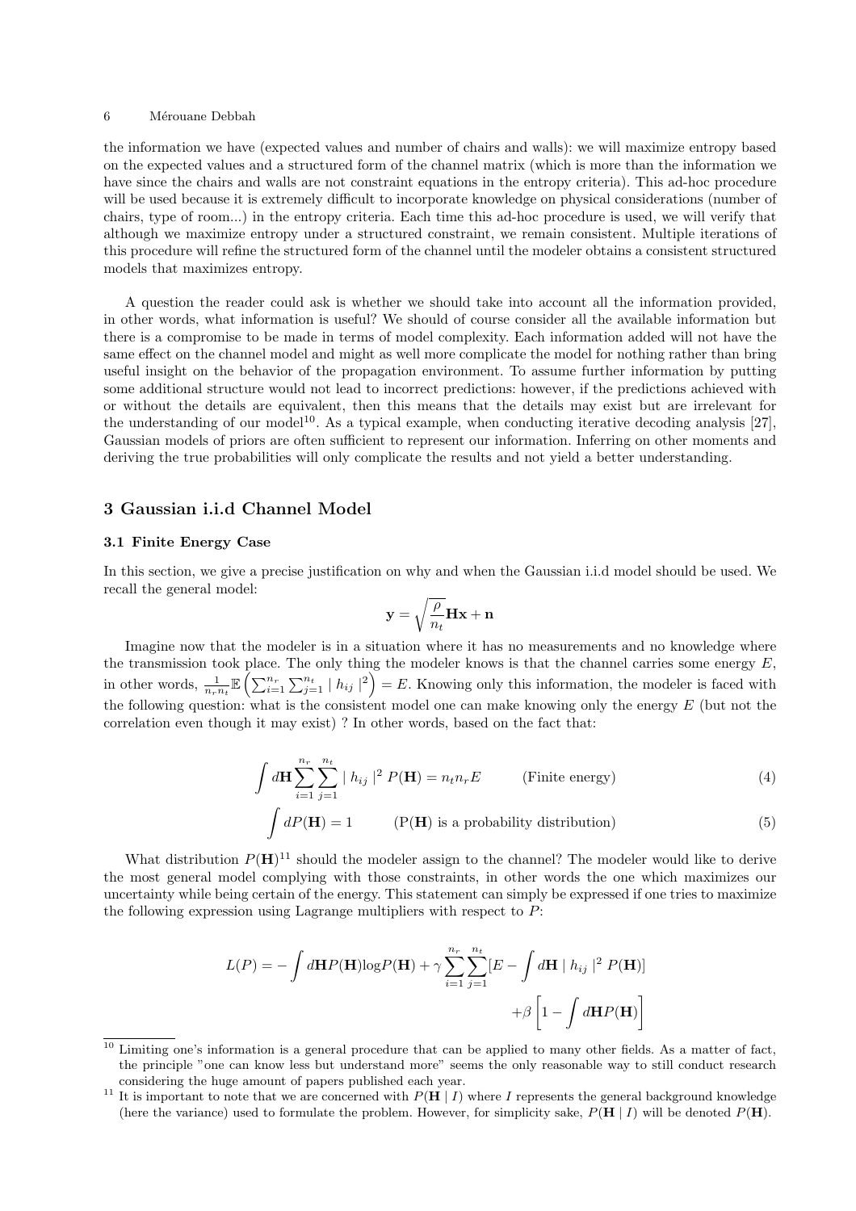the information we have (expected values and number of chairs and walls): we will maximize entropy based on the expected values and a structured form of the channel matrix (which is more than the information we have since the chairs and walls are not constraint equations in the entropy criteria). This ad-hoc procedure will be used because it is extremely difficult to incorporate knowledge on physical considerations (number of chairs, type of room...) in the entropy criteria. Each time this ad-hoc procedure is used, we will verify that although we maximize entropy under a structured constraint, we remain consistent. Multiple iterations of this procedure will refine the structured form of the channel until the modeler obtains a consistent structured models that maximizes entropy.

A question the reader could ask is whether we should take into account all the information provided, in other words, what information is useful? We should of course consider all the available information but there is a compromise to be made in terms of model complexity. Each information added will not have the same effect on the channel model and might as well more complicate the model for nothing rather than bring useful insight on the behavior of the propagation environment. To assume further information by putting some additional structure would not lead to incorrect predictions: however, if the predictions achieved with or without the details are equivalent, then this means that the details may exist but are irrelevant for the understanding of our model[10]. As a typical example, when conducting iterative decoding analysis [27], Gaussian models of priors are often sufficient to represent our information. Inferring on other moments and deriving the true probabilities will only complicate the results and not yield a better understanding.

## 3 Gaussian i.i.d Channel Model

### 3.1 Finite Energy Case

In this section, we give a precise justification on why and when the Gaussian i.i.d model should be used. We recall the general model:

$$\mathbf{y} = \sqrt{\frac{\rho}{n_t}}\mathbf{H}\mathbf{x} + \mathbf{n}$$

Imagine now that the modeler is in a situation where it has no measurements and no knowledge where the transmission took place. The only thing the modeler knows is that the channel carries some energy $E$, in other words, $\frac{1}{n_r n_t}\mathbb{E}\left(\sum_{i=1}^{n_r}\sum_{j=1}^{n_t} \mid h_{ij} \mid^2\right) = E$. Knowing only this information, the modeler is faced with the following question: what is the consistent model one can make knowing only the energy $E$ (but not the correlation even though it may exist) ? In other words, based on the fact that:

$$\int d\mathbf{H} \sum_{i=1}^{n_r}\sum_{j=1}^{n_t} \mid h_{ij} \mid^2 P(\mathbf{H}) = n_t n_r E \qquad \text{(Finite energy)} \tag{4}$$

$$\int dP(\mathbf{H}) = 1 \qquad \text{(P(}\mathbf{H}\text{) is a probability distribution)} \tag{5}$$

What distribution $P(\mathbf{H})$[11] should the modeler assign to the channel? The modeler would like to derive the most general model complying with those constraints, in other words the one which maximizes our uncertainty while being certain of the energy. This statement can simply be expressed if one tries to maximize the following expression using Lagrange multipliers with respect to $P$:

$$L(P) = -\int d\mathbf{H}P(\mathbf{H})\log P(\mathbf{H}) + \gamma \sum_{i=1}^{n_r}\sum_{j=1}^{n_t}[E - \int d\mathbf{H} \mid h_{ij} \mid^2 P(\mathbf{H})] + \beta\left[1 - \int d\mathbf{H}P(\mathbf{H})\right]$$

[10] Limiting one's information is a general procedure that can be applied to many other fields. As a matter of fact, the principle "one can know less but understand more" seems the only reasonable way to still conduct research considering the huge amount of papers published each year.

[11] It is important to note that we are concerned with $P(\mathbf{H} \mid I)$ where $I$ represents the general background knowledge (here the variance) used to formulate the problem. However, for simplicity sake, $P(\mathbf{H} \mid I)$ will be denoted $P(\mathbf{H})$.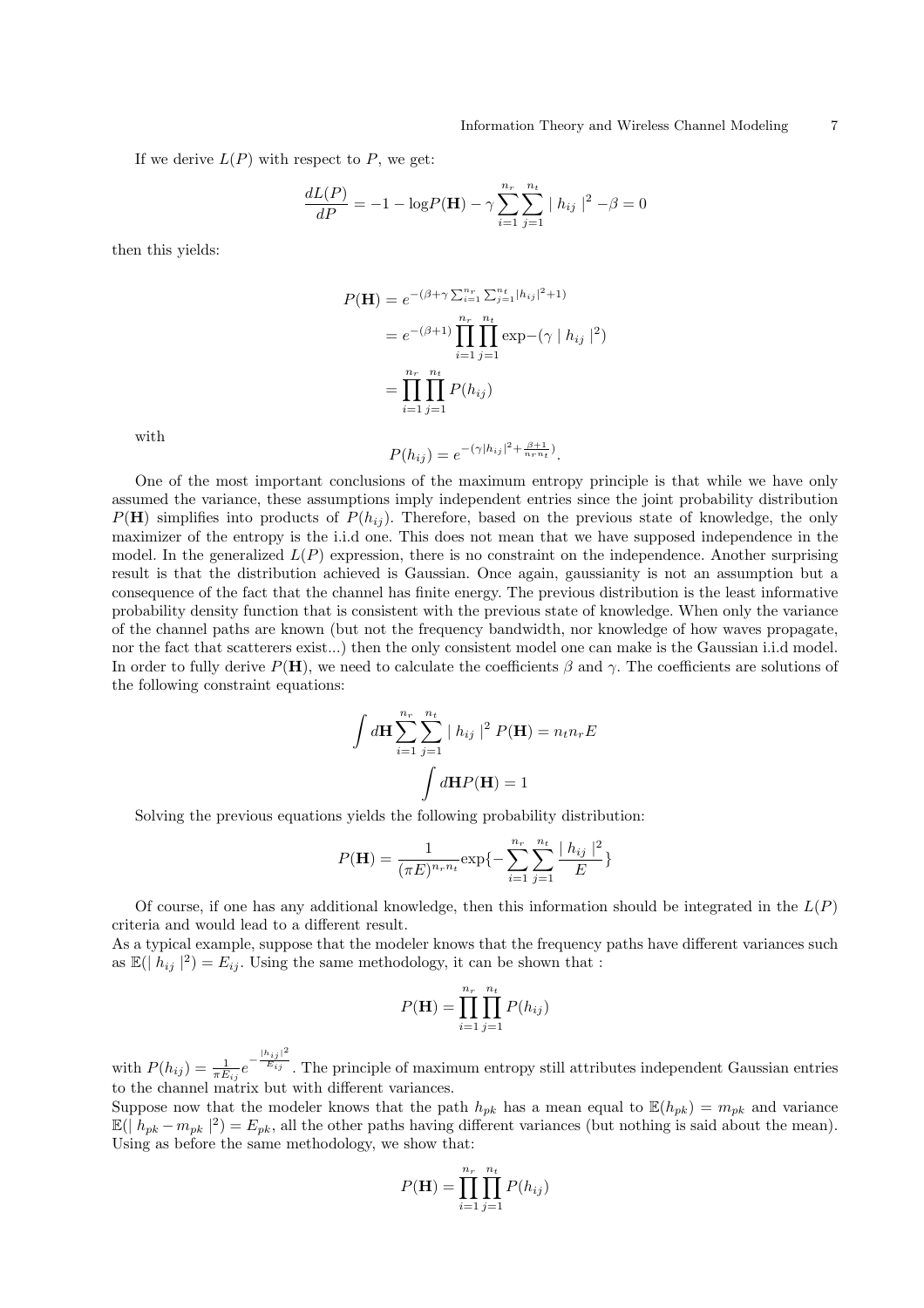If we derive $L(P)$ with respect to $P$, we get:

$$\frac{dL(P)}{dP} = -1 - \log P(\mathbf{H}) - \gamma \sum_{i=1}^{n_r} \sum_{j=1}^{n_t} \mid h_{ij} \mid^2 - \beta = 0$$

then this yields:

$$\begin{aligned} P(\mathbf{H}) &= e^{-(\beta + \gamma \sum_{i=1}^{n_r} \sum_{j=1}^{n_t} |h_{ij}|^2 + 1)} \\ &= e^{-(\beta+1)} \prod_{i=1}^{n_r} \prod_{j=1}^{n_t} \exp -(\gamma \mid h_{ij} \mid^2) \\ &= \prod_{i=1}^{n_r} \prod_{j=1}^{n_t} P(h_{ij}) \end{aligned}$$

with

$$P(h_{ij}) = e^{-(\gamma |h_{ij}|^2 + \frac{\beta+1}{n_r n_t})}.$$

One of the most important conclusions of the maximum entropy principle is that while we have only assumed the variance, these assumptions imply independent entries since the joint probability distribution $P(\mathbf{H})$ simplifies into products of $P(h_{ij})$. Therefore, based on the previous state of knowledge, the only maximizer of the entropy is the i.i.d one. This does not mean that we have supposed independence in the model. In the generalized $L(P)$ expression, there is no constraint on the independence. Another surprising result is that the distribution achieved is Gaussian. Once again, gaussianity is not an assumption but a consequence of the fact that the channel has finite energy. The previous distribution is the least informative probability density function that is consistent with the previous state of knowledge. When only the variance of the channel paths are known (but not the frequency bandwidth, nor knowledge of how waves propagate, nor the fact that scatterers exist...) then the only consistent model one can make is the Gaussian i.i.d model. In order to fully derive $P(\mathbf{H})$, we need to calculate the coefficients $\beta$ and $\gamma$. The coefficients are solutions of the following constraint equations:

$$\int d\mathbf{H} \sum_{i=1}^{n_r} \sum_{j=1}^{n_t} \mid h_{ij} \mid^2 P(\mathbf{H}) = n_t n_r E$$

$$\int d\mathbf{H} P(\mathbf{H}) = 1$$

Solving the previous equations yields the following probability distribution:

$$P(\mathbf{H}) = \frac{1}{(\pi E)^{n_r n_t}} \exp\{-\sum_{i=1}^{n_r} \sum_{j=1}^{n_t} \frac{\mid h_{ij} \mid^2}{E}\}$$

Of course, if one has any additional knowledge, then this information should be integrated in the $L(P)$ criteria and would lead to a different result.

As a typical example, suppose that the modeler knows that the frequency paths have different variances such as $\mathbb{E}(\mid h_{ij} \mid^2) = E_{ij}$. Using the same methodology, it can be shown that :

$$P(\mathbf{H}) = \prod_{i=1}^{n_r} \prod_{j=1}^{n_t} P(h_{ij})$$

with $P(h_{ij}) = \frac{1}{\pi E_{ij}} e^{-\frac{|h_{ij}|^2}{E_{ij}}}$. The principle of maximum entropy still attributes independent Gaussian entries to the channel matrix but with different variances.

Suppose now that the modeler knows that the path $h_{pk}$ has a mean equal to $\mathbb{E}(h_{pk}) = m_{pk}$ and variance $\mathbb{E}(\mid h_{pk} - m_{pk} \mid^2) = E_{pk}$, all the other paths having different variances (but nothing is said about the mean). Using as before the same methodology, we show that:

$$P(\mathbf{H}) = \prod_{i=1}^{n_r} \prod_{j=1}^{n_t} P(h_{ij})$$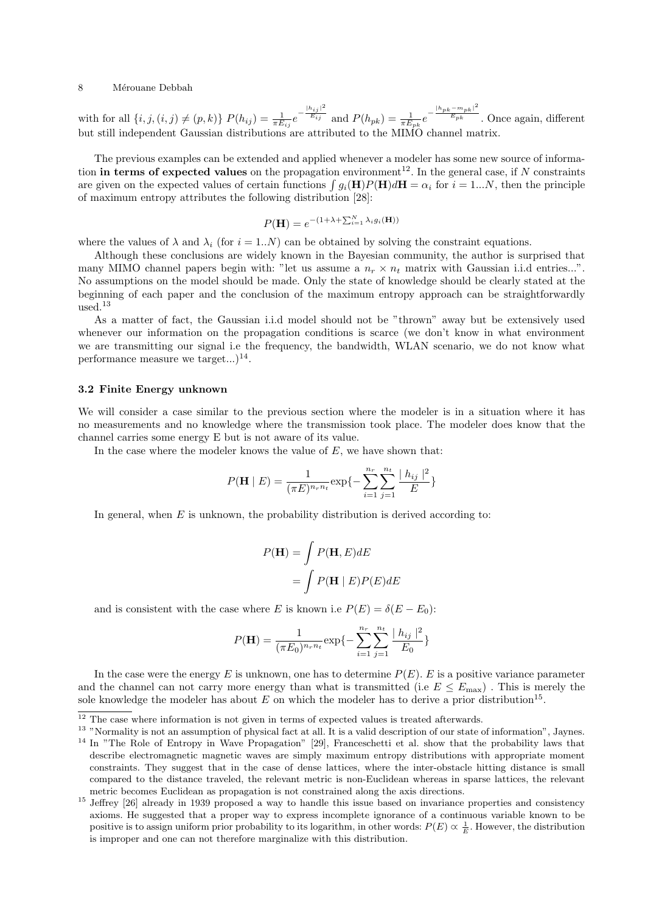with for all $\{i, j, (i,j) \neq (p,k)\}$ $P(h_{ij}) = \frac{1}{\pi E_{ij}} e^{-\frac{|h_{ij}|^2}{E_{ij}}}$ and $P(h_{pk}) = \frac{1}{\pi E_{pk}} e^{-\frac{|h_{pk}-m_{pk}|^2}{E_{pk}}}$. Once again, different but still independent Gaussian distributions are attributed to the MIMO channel matrix.

The previous examples can be extended and applied whenever a modeler has some new source of information **in terms of expected values** on the propagation environment[12]. In the general case, if $N$ constraints are given on the expected values of certain functions $\int g_i(\mathbf{H})P(\mathbf{H})d\mathbf{H} = \alpha_i$ for $i = 1...N$, then the principle of maximum entropy attributes the following distribution [28]:

$$P(\mathbf{H}) = e^{-(1+\lambda+\sum_{i=1}^{N} \lambda_i g_i(\mathbf{H}))}$$

where the values of $\lambda$ and $\lambda_i$ (for $i = 1..N$) can be obtained by solving the constraint equations.

Although these conclusions are widely known in the Bayesian community, the author is surprised that many MIMO channel papers begin with: "let us assume a $n_r \times n_t$ matrix with Gaussian i.i.d entries...". No assumptions on the model should be made. Only the state of knowledge should be clearly stated at the beginning of each paper and the conclusion of the maximum entropy approach can be straightforwardly used.[13]

As a matter of fact, the Gaussian i.i.d model should not be "thrown" away but be extensively used whenever our information on the propagation conditions is scarce (we don't know in what environment we are transmitting our signal i.e the frequency, the bandwidth, WLAN scenario, we do not know what performance measure we target...)[14].

### 3.2 Finite Energy unknown

We will consider a case similar to the previous section where the modeler is in a situation where it has no measurements and no knowledge where the transmission took place. The modeler does know that the channel carries some energy E but is not aware of its value.

In the case where the modeler knows the value of $E$, we have shown that:

$$P(\mathbf{H} \mid E) = \frac{1}{(\pi E)^{n_r n_t}} \exp\{-\sum_{i=1}^{n_r}\sum_{j=1}^{n_t} \frac{\mid h_{ij} \mid^2}{E}\}$$

In general, when $E$ is unknown, the probability distribution is derived according to:

$$\begin{aligned} P(\mathbf{H}) &= \int P(\mathbf{H}, E) dE \\ &= \int P(\mathbf{H} \mid E) P(E) dE \end{aligned}$$

and is consistent with the case where $E$ is known i.e $P(E) = \delta(E - E_0)$:

$$P(\mathbf{H}) = \frac{1}{(\pi E_0)^{n_r n_t}} \exp\{-\sum_{i=1}^{n_r}\sum_{j=1}^{n_t} \frac{\mid h_{ij} \mid^2}{E_0}\}$$

In the case were the energy $E$ is unknown, one has to determine $P(E)$. $E$ is a positive variance parameter and the channel can not carry more energy than what is transmitted (i.e $E \leq E_{\max}$) . This is merely the sole knowledge the modeler has about $E$ on which the modeler has to derive a prior distribution[15].

---

[12] The case where information is not given in terms of expected values is treated afterwards.

[13] "Normality is not an assumption of physical fact at all. It is a valid description of our state of information", Jaynes.

[14] In "The Role of Entropy in Wave Propagation" [29], Franceschetti et al. show that the probability laws that describe electromagnetic magnetic waves are simply maximum entropy distributions with appropriate moment constraints. They suggest that in the case of dense lattices, where the inter-obstacle hitting distance is small compared to the distance traveled, the relevant metric is non-Euclidean whereas in sparse lattices, the relevant metric becomes Euclidean as propagation is not constrained along the axis directions.

[15] Jeffrey [26] already in 1939 proposed a way to handle this issue based on invariance properties and consistency axioms. He suggested that a proper way to express incomplete ignorance of a continuous variable known to be positive is to assign uniform prior probability to its logarithm, in other words: $P(E) \propto \frac{1}{E}$. However, the distribution is improper and one can not therefore marginalize with this distribution.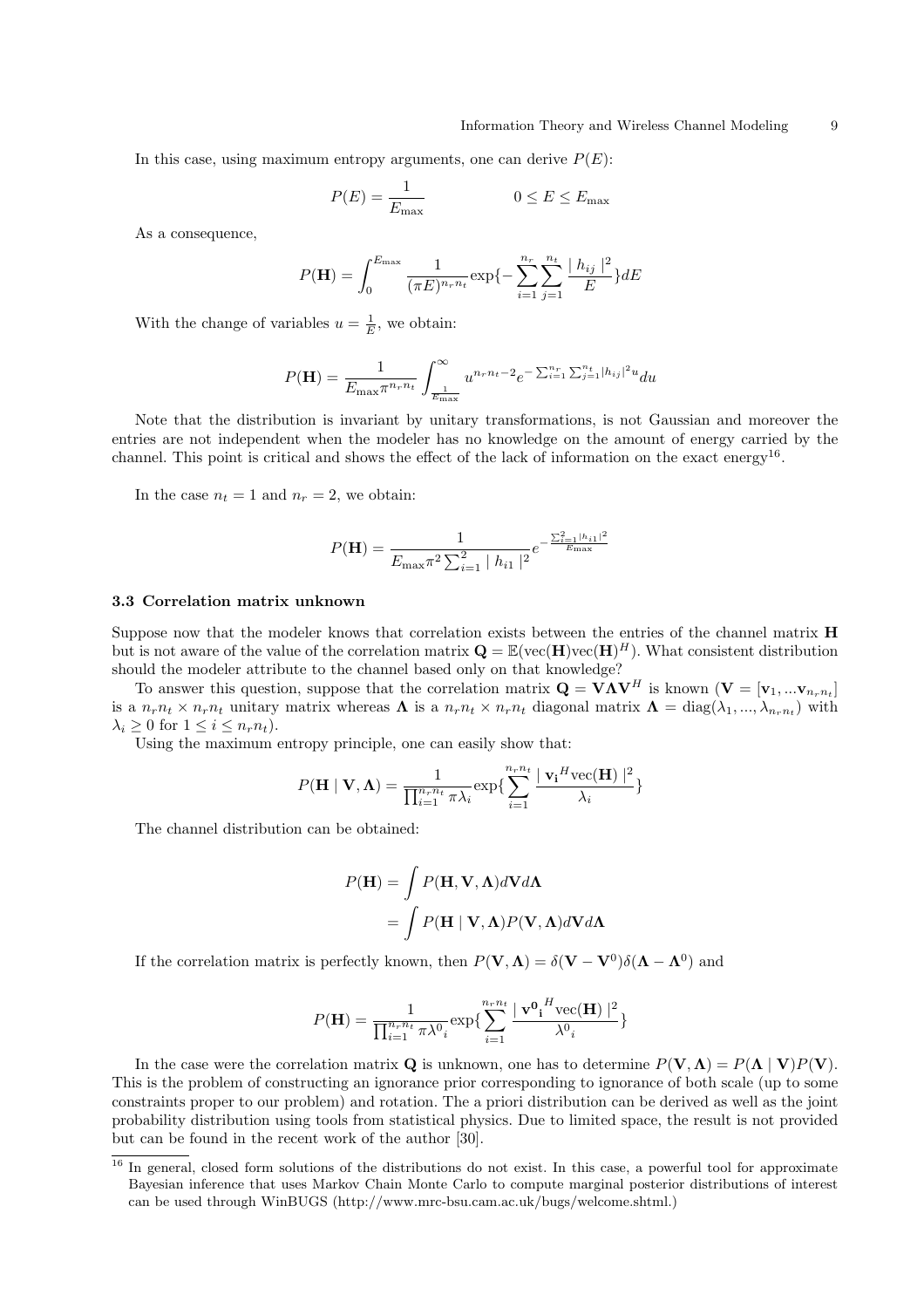In this case, using maximum entropy arguments, one can derive $P(E)$:

$$P(E) = \frac{1}{E_{\max}} \qquad\qquad 0 \leq E \leq E_{\max}$$

As a consequence,

$$P(\mathbf{H}) = \int_0^{E_{\max}} \frac{1}{(\pi E)^{n_r n_t}} \exp\{-\sum_{i=1}^{n_r}\sum_{j=1}^{n_t} \frac{\mid h_{ij} \mid^2}{E}\} dE$$

With the change of variables $u = \frac{1}{E}$, we obtain:

$$P(\mathbf{H}) = \frac{1}{E_{\max}\pi^{n_r n_t}} \int_{\frac{1}{E_{\max}}}^{\infty} u^{n_r n_t - 2} e^{-\sum_{i=1}^{n_r}\sum_{j=1}^{n_t} |h_{ij}|^2 u} du$$

Note that the distribution is invariant by unitary transformations, is not Gaussian and moreover the entries are not independent when the modeler has no knowledge on the amount of energy carried by the channel. This point is critical and shows the effect of the lack of information on the exact energy[16].

In the case $n_t = 1$ and $n_r = 2$, we obtain:

$$P(\mathbf{H}) = \frac{1}{E_{\max}\pi^2 \sum_{i=1}^{2} \mid h_{i1} \mid^2} e^{-\frac{\sum_{i=1}^{2} |h_{i1}|^2}{E_{\max}}}$$

### 3.3 Correlation matrix unknown

Suppose now that the modeler knows that correlation exists between the entries of the channel matrix $\mathbf{H}$ but is not aware of the value of the correlation matrix $\mathbf{Q} = \mathbb{E}(\text{vec}(\mathbf{H})\text{vec}(\mathbf{H})^H)$. What consistent distribution should the modeler attribute to the channel based only on that knowledge?

To answer this question, suppose that the correlation matrix $\mathbf{Q} = \mathbf{V}\mathbf{\Lambda}\mathbf{V}^H$ is known ($\mathbf{V} = [\mathbf{v}_1, ... \mathbf{v}_{n_r n_t}]$ is a $n_r n_t \times n_r n_t$ unitary matrix whereas $\mathbf{\Lambda}$ is a $n_r n_t \times n_r n_t$ diagonal matrix $\mathbf{\Lambda} = \text{diag}(\lambda_1, ..., \lambda_{n_r n_t})$ with $\lambda_i \geq 0$ for $1 \leq i \leq n_r n_t$).

Using the maximum entropy principle, one can easily show that:

$$P(\mathbf{H} \mid \mathbf{V}, \mathbf{\Lambda}) = \frac{1}{\prod_{i=1}^{n_r n_t} \pi \lambda_i} \exp\{\sum_{i=1}^{n_r n_t} \frac{\mid \mathbf{v_i}^H \text{vec}(\mathbf{H}) \mid^2}{\lambda_i}\}$$

The channel distribution can be obtained:

$$\begin{aligned} P(\mathbf{H}) &= \int P(\mathbf{H}, \mathbf{V}, \mathbf{\Lambda}) d\mathbf{V} d\mathbf{\Lambda} \\ &= \int P(\mathbf{H} \mid \mathbf{V}, \mathbf{\Lambda}) P(\mathbf{V}, \mathbf{\Lambda}) d\mathbf{V} d\mathbf{\Lambda} \end{aligned}$$

If the correlation matrix is perfectly known, then $P(\mathbf{V}, \mathbf{\Lambda}) = \delta(\mathbf{V} - \mathbf{V}^0)\delta(\mathbf{\Lambda} - \mathbf{\Lambda}^0)$ and

$$P(\mathbf{H}) = \frac{1}{\prod_{i=1}^{n_r n_t} \pi {\lambda^0}_i} \exp\{\sum_{i=1}^{n_r n_t} \frac{\mid {\mathbf{v^0}_i}^H \text{vec}(\mathbf{H}) \mid^2}{{\lambda^0}_i}\}$$

In the case were the correlation matrix $\mathbf{Q}$ is unknown, one has to determine $P(\mathbf{V}, \mathbf{\Lambda}) = P(\mathbf{\Lambda} \mid \mathbf{V})P(\mathbf{V})$. This is the problem of constructing an ignorance prior corresponding to ignorance of both scale (up to some constraints proper to our problem) and rotation. The a priori distribution can be derived as well as the joint probability distribution using tools from statistical physics. Due to limited space, the result is not provided but can be found in the recent work of the author [30].

---

[16] In general, closed form solutions of the distributions do not exist. In this case, a powerful tool for approximate Bayesian inference that uses Markov Chain Monte Carlo to compute marginal posterior distributions of interest can be used through WinBUGS (http://www.mrc-bsu.cam.ac.uk/bugs/welcome.shtml.)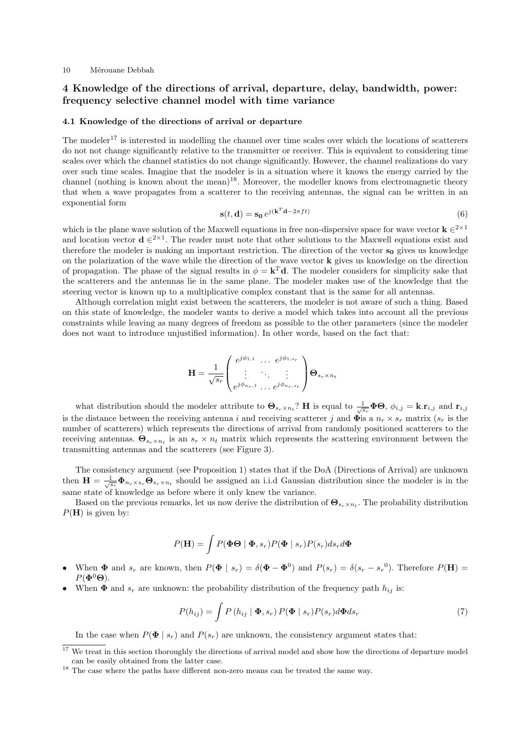## 4 Knowledge of the directions of arrival, departure, delay, bandwidth, power: frequency selective channel model with time variance

### 4.1 Knowledge of the directions of arrival or departure

The modeler[17] is interested in modelling the channel over time scales over which the locations of scatterers do not not change significantly relative to the transmitter or receiver. This is equivalent to considering time scales over which the channel statistics do not change significantly. However, the channel realizations do vary over such time scales. Imagine that the modeler is in a situation where it knows the energy carried by the channel (nothing is known about the mean)[18]. Moreover, the modeller knows from electromagnetic theory that when a wave propagates from a scatterer to the receiving antennas, the signal can be written in an exponential form

$$\mathbf{s}(t, \mathbf{d}) = \mathbf{s_0}\, e^{j(\mathbf{k}^T\mathbf{d} - 2\pi f t)} \tag{6}$$

which is the plane wave solution of the Maxwell equations in free non-dispersive space for wave vector $\mathbf{k} \in^{2\times 1}$ and location vector $\mathbf{d} \in^{2\times 1}$. The reader must note that other solutions to the Maxwell equations exist and therefore the modeler is making an important restriction. The direction of the vector $\mathbf{s_0}$ gives us knowledge on the polarization of the wave while the direction of the wave vector $\mathbf{k}$ gives us knowledge on the direction of propagation. The phase of the signal results in $\phi = \mathbf{k}^T\mathbf{d}$. The modeler considers for simplicity sake that the scatterers and the antennas lie in the same plane. The modeler makes use of the knowledge that the steering vector is known up to a multiplicative complex constant that is the same for all antennas.

Although correlation might exist between the scatterers, the modeler is not aware of such a thing. Based on this state of knowledge, the modeler wants to derive a model which takes into account all the previous constraints while leaving as many degrees of freedom as possible to the other parameters (since the modeler does not want to introduce unjustified information). In other words, based on the fact that:

$$\mathbf{H} = \frac{1}{\sqrt{s_r}} \begin{pmatrix} e^{j\phi_{1,1}} & \dots & e^{j\phi_{1,s_r}} \\ \vdots & \ddots & \vdots \\ e^{j\phi_{n_r,1}} & \dots & e^{j\phi_{n_r,s_r}} \end{pmatrix} \mathbf{\Theta}_{s_r \times n_t}$$

what distribution should the modeler attribute to $\mathbf{\Theta}_{s_r \times n_t}$? $\mathbf{H}$ is equal to $\frac{1}{\sqrt{s_r}}\mathbf{\Phi}\mathbf{\Theta}$, $\phi_{i,j} = \mathbf{k}.\mathbf{r}_{i,j}$ and $\mathbf{r}_{i,j}$ is the distance between the receiving antenna $i$ and receiving scatterer $j$ and $\mathbf{\Phi}$is a $n_r \times s_r$ matrix ($s_r$ is the number of scatterers) which represents the directions of arrival from randomly positioned scatterers to the receiving antennas. $\mathbf{\Theta}_{s_r \times n_t}$ is an $s_r \times n_t$ matrix which represents the scattering environment between the transmitting antennas and the scatterers (see Figure 3).

The consistency argument (see Proposition 1) states that if the DoA (Directions of Arrival) are unknown then $\mathbf{H} = \frac{1}{\sqrt{s_r}}\mathbf{\Phi}_{n_r \times s_r}\mathbf{\Theta}_{s_r \times n_t}$ should be assigned an i.i.d Gaussian distribution since the modeler is in the same state of knowledge as before where it only knew the variance.

Based on the previous remarks, let us now derive the distribution of $\mathbf{\Theta}_{s_r \times n_t}$. The probability distribution $P(\mathbf{H})$ is given by:

$$P(\mathbf{H}) = \int P(\mathbf{\Phi}\mathbf{\Theta} \mid \mathbf{\Phi}, s_r) P(\mathbf{\Phi} \mid s_r) P(s_r) ds_r d\mathbf{\Phi}$$

- When $\mathbf{\Phi}$ and $s_r$ are known, then $P(\mathbf{\Phi} \mid s_r) = \delta(\mathbf{\Phi} - \mathbf{\Phi}^0)$ and $P(s_r) = \delta(s_r - {s_r}^0)$. Therefore $P(\mathbf{H}) = P(\mathbf{\Phi}^0\mathbf{\Theta})$.
- When $\mathbf{\Phi}$ and $s_r$ are unknown: the probability distribution of the frequency path $h_{ij}$ is:

$$P(h_{ij}) = \int P\left(h_{ij} \mid \mathbf{\Phi}, s_r\right) P(\mathbf{\Phi} \mid s_r) P(s_r) d\mathbf{\Phi} ds_r \tag{7}$$

In the case when $P(\mathbf{\Phi} \mid s_r)$ and $P(s_r)$ are unknown, the consistency argument states that:

[17] We treat in this section thoroughly the directions of arrival model and show how the directions of departure model can be easily obtained from the latter case.

[18] The case where the paths have different non-zero means can be treated the same way.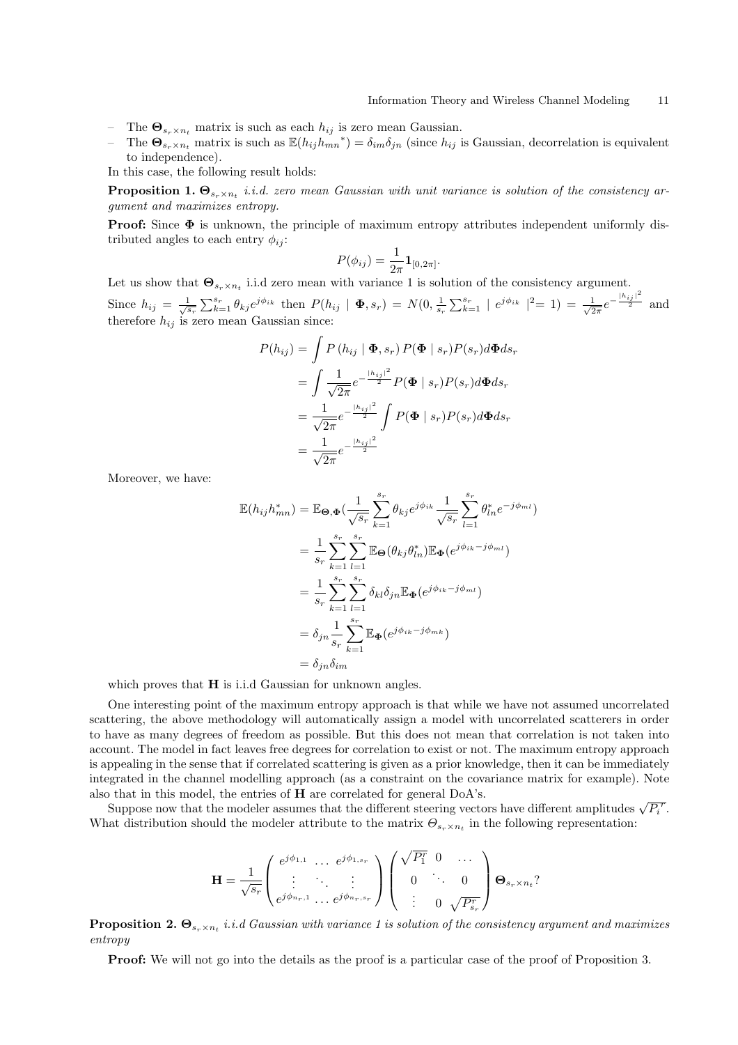– The $\mathbf{\Theta}_{s_r \times n_t}$ matrix is such as each $h_{ij}$ is zero mean Gaussian.
– The $\mathbf{\Theta}_{s_r \times n_t}$ matrix is such as $\mathbb{E}(h_{ij}h_{mn}{}^*) = \delta_{im}\delta_{jn}$ (since $h_{ij}$ is Gaussian, decorrelation is equivalent to independence).

In this case, the following result holds:

**Proposition 1.** *$\mathbf{\Theta}_{s_r \times n_t}$ i.i.d. zero mean Gaussian with unit variance is solution of the consistency argument and maximizes entropy.*

**Proof:** Since $\mathbf{\Phi}$ is unknown, the principle of maximum entropy attributes independent uniformly distributed angles to each entry $\phi_{ij}$:

$$P(\phi_{ij}) = \frac{1}{2\pi}\mathbf{1}_{[0,2\pi]}.$$

Let us show that $\mathbf{\Theta}_{s_r \times n_t}$ i.i.d zero mean with variance 1 is solution of the consistency argument.

Since $h_{ij} = \frac{1}{\sqrt{s_r}}\sum_{k=1}^{s_r}\theta_{kj}e^{j\phi_{ik}}$ then $P(h_{ij} \mid \mathbf{\Phi}, s_r) = N(0, \frac{1}{s_r}\sum_{k=1}^{s_r} \mid e^{j\phi_{ik}} \mid^2 = 1) = \frac{1}{\sqrt{2\pi}}e^{-\frac{|h_{ij}|^2}{2}}$ and therefore $h_{ij}$ is zero mean Gaussian since:

$$\begin{aligned}
P(h_{ij}) &= \int P\left(h_{ij} \mid \mathbf{\Phi}, s_r\right) P(\mathbf{\Phi} \mid s_r) P(s_r) d\mathbf{\Phi} ds_r \\
&= \int \frac{1}{\sqrt{2\pi}} e^{-\frac{|h_{ij}|^2}{2}} P(\mathbf{\Phi} \mid s_r) P(s_r) d\mathbf{\Phi} ds_r \\
&= \frac{1}{\sqrt{2\pi}} e^{-\frac{|h_{ij}|^2}{2}} \int P(\mathbf{\Phi} \mid s_r) P(s_r) d\mathbf{\Phi} ds_r \\
&= \frac{1}{\sqrt{2\pi}} e^{-\frac{|h_{ij}|^2}{2}}
\end{aligned}$$

Moreover, we have:

$$\begin{aligned}
\mathbb{E}(h_{ij}h_{mn}^*) &= \mathbb{E}_{\mathbf{\Theta},\mathbf{\Phi}}\left(\frac{1}{\sqrt{s_r}}\sum_{k=1}^{s_r}\theta_{kj}e^{j\phi_{ik}}\frac{1}{\sqrt{s_r}}\sum_{l=1}^{s_r}\theta_{ln}^* e^{-j\phi_{ml}}\right) \\
&= \frac{1}{s_r}\sum_{k=1}^{s_r}\sum_{l=1}^{s_r}\mathbb{E}_{\mathbf{\Theta}}(\theta_{kj}\theta_{ln}^*)\mathbb{E}_{\mathbf{\Phi}}(e^{j\phi_{ik}-j\phi_{ml}}) \\
&= \frac{1}{s_r}\sum_{k=1}^{s_r}\sum_{l=1}^{s_r}\delta_{kl}\delta_{jn}\mathbb{E}_{\mathbf{\Phi}}(e^{j\phi_{ik}-j\phi_{ml}}) \\
&= \delta_{jn}\frac{1}{s_r}\sum_{k=1}^{s_r}\mathbb{E}_{\mathbf{\Phi}}(e^{j\phi_{ik}-j\phi_{mk}}) \\
&= \delta_{jn}\delta_{im}
\end{aligned}$$

which proves that $\mathbf{H}$ is i.i.d Gaussian for unknown angles.

One interesting point of the maximum entropy approach is that while we have not assumed uncorrelated scattering, the above methodology will automatically assign a model with uncorrelated scatterers in order to have as many degrees of freedom as possible. But this does not mean that correlation is not taken into account. The model in fact leaves free degrees for correlation to exist or not. The maximum entropy approach is appealing in the sense that if correlated scattering is given as a prior knowledge, then it can be immediately integrated in the channel modelling approach (as a constraint on the covariance matrix for example). Note also that in this model, the entries of $\mathbf{H}$ are correlated for general DoA's.

Suppose now that the modeler assumes that the different steering vectors have different amplitudes $\sqrt{P_i^r}$. What distribution should the modeler attribute to the matrix $\Theta_{s_r \times n_t}$ in the following representation:

$$\mathbf{H} = \frac{1}{\sqrt{s_r}}\begin{pmatrix} e^{j\phi_{1,1}} & \dots & e^{j\phi_{1,s_r}} \\ \vdots & \ddots & \vdots \\ e^{j\phi_{n_r,1}} & \dots & e^{j\phi_{n_r,s_r}} \end{pmatrix}\begin{pmatrix} \sqrt{P_1^r} & 0 & \dots \\ 0 & \ddots & 0 \\ \vdots & 0 & \sqrt{P_{s_r}^r} \end{pmatrix}\mathbf{\Theta}_{s_r \times n_t}?$$

**Proposition 2.** *$\mathbf{\Theta}_{s_r \times n_t}$ i.i.d Gaussian with variance 1 is solution of the consistency argument and maximizes entropy*

**Proof:** We will not go into the details as the proof is a particular case of the proof of Proposition 3.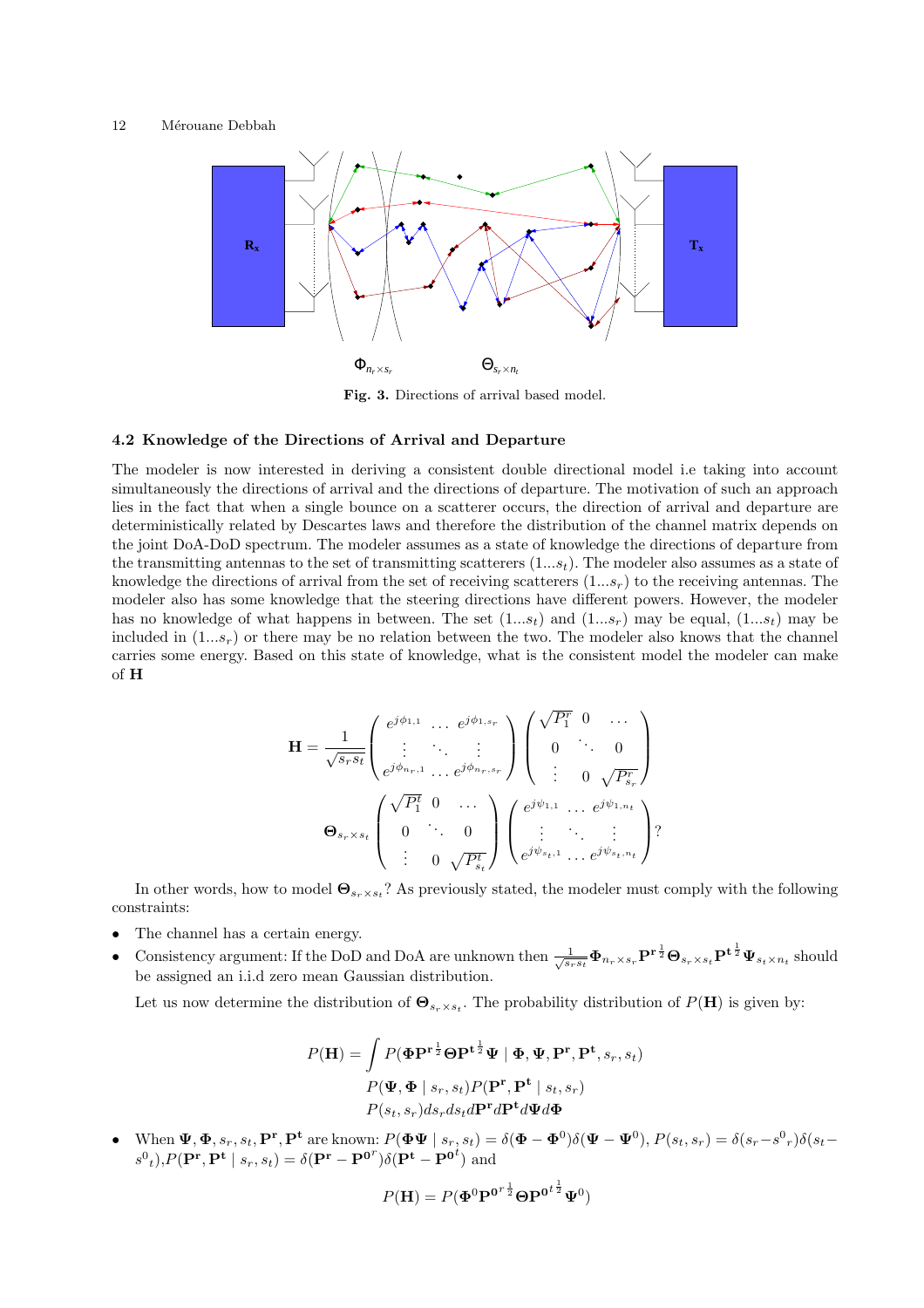$\Phi_{n_r \times s_r}$ $\Theta_{s_r \times n_t}$

**Fig. 3.** Directions of arrival based model.

### 4.2 Knowledge of the Directions of Arrival and Departure

The modeler is now interested in deriving a consistent double directional model i.e taking into account simultaneously the directions of arrival and the directions of departure. The motivation of such an approach lies in the fact that when a single bounce on a scatterer occurs, the direction of arrival and departure are deterministically related by Descartes laws and therefore the distribution of the channel matrix depends on the joint DoA-DoD spectrum. The modeler assumes as a state of knowledge the directions of departure from the transmitting antennas to the set of transmitting scatterers $(1...s_t)$. The modeler also assumes as a state of knowledge the directions of arrival from the set of receiving scatterers $(1...s_r)$ to the receiving antennas. The modeler also has some knowledge that the steering directions have different powers. However, the modeler has no knowledge of what happens in between. The set $(1...s_t)$ and $(1...s_r)$ may be equal, $(1...s_t)$ may be included in $(1...s_r)$ or there may be no relation between the two. The modeler also knows that the channel carries some energy. Based on this state of knowledge, what is the consistent model the modeler can make of $\mathbf{H}$

$$
\mathbf{H} = \frac{1}{\sqrt{s_r s_t}} \begin{pmatrix} e^{j\phi_{1,1}} & \dots & e^{j\phi_{1,s_r}} \\ \vdots & \ddots & \vdots \\ e^{j\phi_{n_r,1}} & \dots & e^{j\phi_{n_r,s_r}} \end{pmatrix} \begin{pmatrix} \sqrt{P_1^r} & 0 & \dots \\ 0 & \ddots & 0 \\ \vdots & 0 & \sqrt{P_{s_r}^r} \end{pmatrix}
$$

$$
\mathbf{\Theta}_{s_r \times s_t} \begin{pmatrix} \sqrt{P_1^t} & 0 & \dots \\ 0 & \ddots & 0 \\ \vdots & 0 & \sqrt{P_{s_t}^t} \end{pmatrix} \begin{pmatrix} e^{j\psi_{1,1}} & \dots & e^{j\psi_{1,n_t}} \\ \vdots & \ddots & \vdots \\ e^{j\psi_{s_t,1}} & \dots & e^{j\psi_{s_t,n_t}} \end{pmatrix} ?
$$

In other words, how to model $\mathbf{\Theta}_{s_r \times s_t}$? As previously stated, the modeler must comply with the following constraints:

- The channel has a certain energy.
- Consistency argument: If the DoD and DoA are unknown then $\frac{1}{\sqrt{s_r s_t}} \mathbf{\Phi}_{n_r \times s_r} \mathbf{P^r}^{\frac{1}{2}} \mathbf{\Theta}_{s_r \times s_t} \mathbf{P^t}^{\frac{1}{2}} \mathbf{\Psi}_{s_t \times n_t}$ should be assigned an i.i.d zero mean Gaussian distribution.

Let us now determine the distribution of $\mathbf{\Theta}_{s_r \times s_t}$. The probability distribution of $P(\mathbf{H})$ is given by:

$$
\begin{aligned}
P(\mathbf{H}) = \int & P(\mathbf{\Phi} \mathbf{P^r}^{\frac{1}{2}} \mathbf{\Theta} \mathbf{P^t}^{\frac{1}{2}} \mathbf{\Psi} \mid \mathbf{\Phi}, \mathbf{\Psi}, \mathbf{P^r}, \mathbf{P^t}, s_r, s_t) \\
& P(\mathbf{\Psi}, \mathbf{\Phi} \mid s_r, s_t) P(\mathbf{P^r}, \mathbf{P^t} \mid s_t, s_r) \\
& P(s_t, s_r) ds_r ds_t d\mathbf{P^r} d\mathbf{P^t} d\mathbf{\Psi} d\mathbf{\Phi}
\end{aligned}
$$

- When $\mathbf{\Psi}, \mathbf{\Phi}, s_r, s_t, \mathbf{P^r}, \mathbf{P^t}$ are known: $P(\mathbf{\Phi}\mathbf{\Psi} \mid s_r, s_t) = \delta(\mathbf{\Phi} - \mathbf{\Phi}^0)\delta(\mathbf{\Psi} - \mathbf{\Psi}^0)$, $P(s_t, s_r) = \delta(s_r - {s^0}_r)\delta(s_t - {s^0}_t)$, $P(\mathbf{P^r}, \mathbf{P^t} \mid s_r, s_t) = \delta(\mathbf{P^r} - \mathbf{P^0}^r)\delta(\mathbf{P^t} - \mathbf{P^0}^t)$ and

$$
P(\mathbf{H}) = P(\mathbf{\Phi}^0 {\mathbf{P^0}^{r}}^{\frac{1}{2}} \mathbf{\Theta} {\mathbf{P^0}^{t}}^{\frac{1}{2}} \mathbf{\Psi}^0)
$$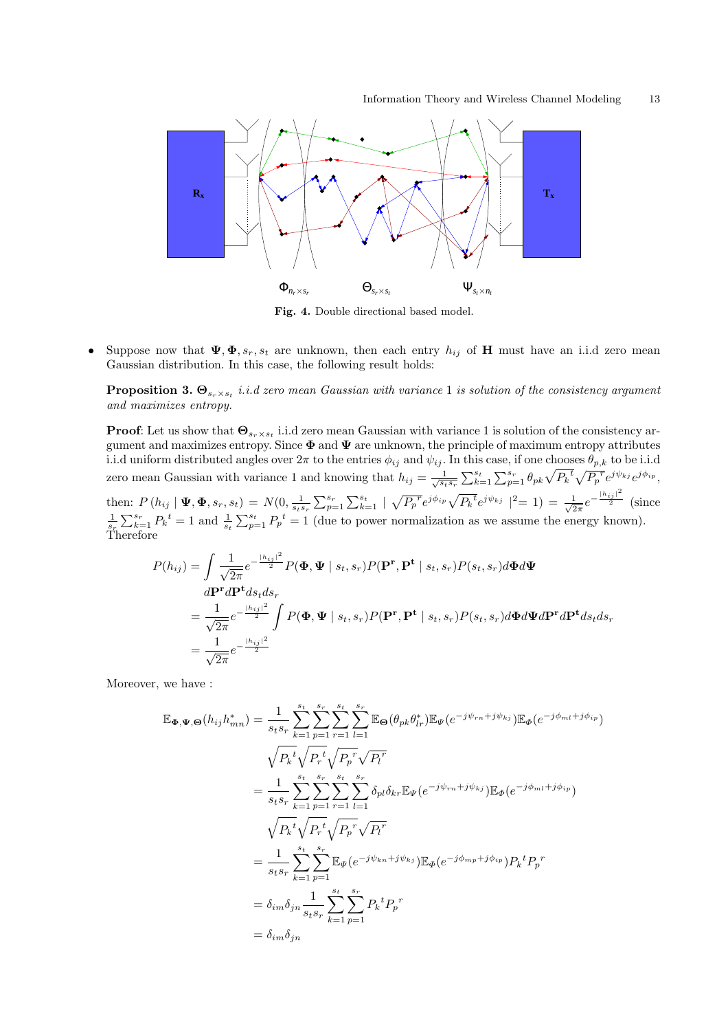Fig. 4. Double directional based model.

- Suppose now that $\mathbf{\Psi}, \mathbf{\Phi}, s_r, s_t$ are unknown, then each entry $h_{ij}$ of $\mathbf{H}$ must have an i.i.d zero mean Gaussian distribution. In this case, the following result holds:

**Proposition 3.** *$\mathbf{\Theta}_{s_r \times s_t}$ i.i.d zero mean Gaussian with variance 1 is solution of the consistency argument and maximizes entropy.*

**Proof**: Let us show that $\mathbf{\Theta}_{s_r \times s_t}$ i.i.d zero mean Gaussian with variance 1 is solution of the consistency argument and maximizes entropy. Since $\mathbf{\Phi}$ and $\mathbf{\Psi}$ are unknown, the principle of maximum entropy attributes i.i.d uniform distributed angles over $2\pi$ to the entries $\phi_{ij}$ and $\psi_{ij}$. In this case, if one chooses $\theta_{p,k}$ to be i.i.d zero mean Gaussian with variance 1 and knowing that $h_{ij} = \frac{1}{\sqrt{s_t s_r}} \sum_{k=1}^{s_t} \sum_{p=1}^{s_r} \theta_{pk} \sqrt{P_k^{\ t}} \sqrt{P_p^{\ r}} e^{j\psi_{kj}} e^{j\phi_{ip}}$, then: $P(h_{ij} \mid \mathbf{\Psi}, \mathbf{\Phi}, s_r, s_t) = N(0, \frac{1}{s_t s_r} \sum_{p=1}^{s_r} \sum_{k=1}^{s_t} \mid \sqrt{P_p^{\ r}} e^{j\phi_{ip}} \sqrt{P_k^{\ t}} e^{j\psi_{kj}} \mid^2 = 1) = \frac{1}{\sqrt{2\pi}} e^{-\frac{|h_{ij}|^2}{2}}$ (since $\frac{1}{s_r} \sum_{k=1}^{s_r} P_k^{\ t} = 1$ and $\frac{1}{s_t} \sum_{p=1}^{s_t} P_p^{\ t} = 1$ (due to power normalization as we assume the energy known). Therefore

$$
\begin{aligned}
P(h_{ij}) &= \int \frac{1}{\sqrt{2\pi}} e^{-\frac{|h_{ij}|^2}{2}} P(\mathbf{\Phi}, \mathbf{\Psi} \mid s_t, s_r) P(\mathbf{P^r}, \mathbf{P^t} \mid s_t, s_r) P(s_t, s_r) d\mathbf{\Phi} d\mathbf{\Psi} \\
&\quad d\mathbf{P^r} d\mathbf{P^t} ds_t ds_r \\
&= \frac{1}{\sqrt{2\pi}} e^{-\frac{|h_{ij}|^2}{2}} \int P(\mathbf{\Phi}, \mathbf{\Psi} \mid s_t, s_r) P(\mathbf{P^r}, \mathbf{P^t} \mid s_t, s_r) P(s_t, s_r) d\mathbf{\Phi} d\mathbf{\Psi} d\mathbf{P^r} d\mathbf{P^t} ds_t ds_r \\
&= \frac{1}{\sqrt{2\pi}} e^{-\frac{|h_{ij}|^2}{2}}
\end{aligned}
$$

Moreover, we have :

$$
\begin{aligned}
\mathbb{E}_{\mathbf{\Phi},\mathbf{\Psi},\mathbf{\Theta}}(h_{ij} h_{mn}^*) &= \frac{1}{s_t s_r} \sum_{k=1}^{s_t} \sum_{p=1}^{s_r} \sum_{r=1}^{s_t} \sum_{l=1}^{s_r} \mathbb{E}_{\mathbf{\Theta}}(\theta_{pk} \theta_{lr}^*) \mathbb{E}_{\Psi}(e^{-j\psi_{rn} + j\psi_{kj}}) \mathbb{E}_{\Phi}(e^{-j\phi_{ml} + j\phi_{ip}}) \\
&\quad \sqrt{P_k^{\ t}} \sqrt{P_r^{\ t}} \sqrt{P_p^{\ r}} \sqrt{P_l^{\ r}} \\
&= \frac{1}{s_t s_r} \sum_{k=1}^{s_t} \sum_{p=1}^{s_r} \sum_{r=1}^{s_t} \sum_{l=1}^{s_r} \delta_{pl} \delta_{kr} \mathbb{E}_{\Psi}(e^{-j\psi_{rn} + j\psi_{kj}}) \mathbb{E}_{\Phi}(e^{-j\phi_{ml} + j\phi_{ip}}) \\
&\quad \sqrt{P_k^{\ t}} \sqrt{P_r^{\ t}} \sqrt{P_p^{\ r}} \sqrt{P_l^{\ r}} \\
&= \frac{1}{s_t s_r} \sum_{k=1}^{s_t} \sum_{p=1}^{s_r} \mathbb{E}_{\Psi}(e^{-j\psi_{kn} + j\psi_{kj}}) \mathbb{E}_{\Phi}(e^{-j\phi_{mp} + j\phi_{ip}}) P_k^{\ t} P_p^{\ r} \\
&= \delta_{im} \delta_{jn} \frac{1}{s_t s_r} \sum_{k=1}^{s_t} \sum_{p=1}^{s_r} P_k^{\ t} P_p^{\ r} \\
&= \delta_{im} \delta_{jn}
\end{aligned}
$$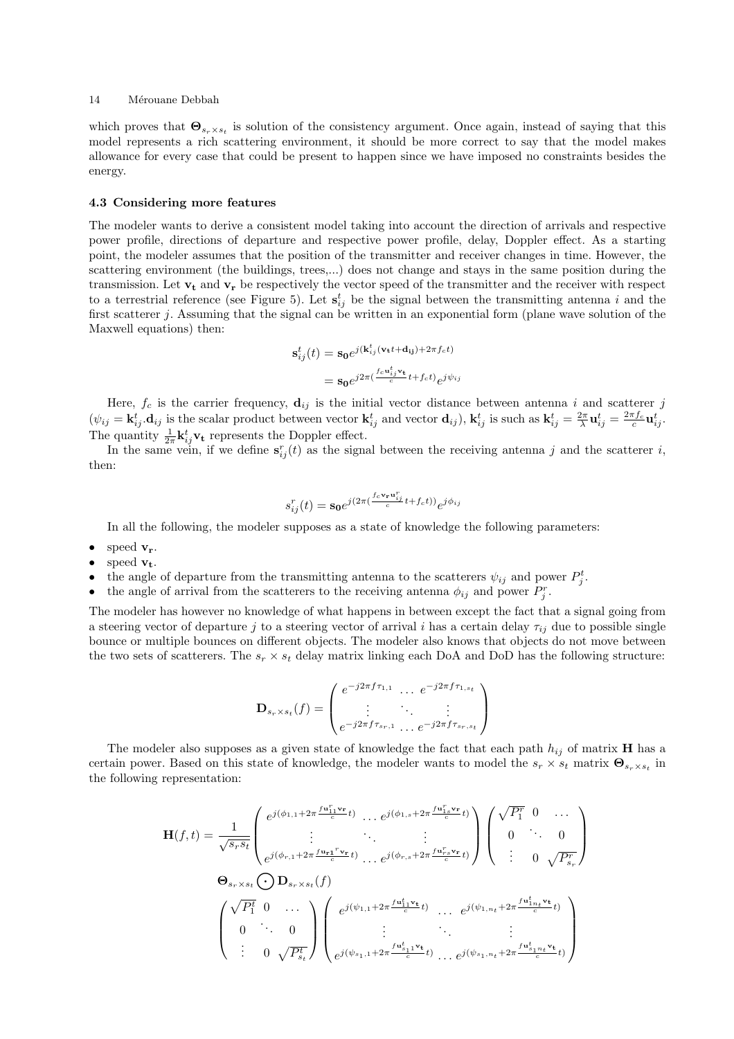which proves that $\mathbf{\Theta}_{s_r \times s_t}$ is solution of the consistency argument. Once again, instead of saying that this model represents a rich scattering environment, it should be more correct to say that the model makes allowance for every case that could be present to happen since we have imposed no constraints besides the energy.

### 4.3 Considering more features

The modeler wants to derive a consistent model taking into account the direction of arrivals and respective power profile, directions of departure and respective power profile, delay, Doppler effect. As a starting point, the modeler assumes that the position of the transmitter and receiver changes in time. However, the scattering environment (the buildings, trees,...) does not change and stays in the same position during the transmission. Let $\mathbf{v_t}$ and $\mathbf{v_r}$ be respectively the vector speed of the transmitter and the receiver with respect to a terrestrial reference (see Figure 5). Let $\mathbf{s}_{ij}^t$ be the signal between the transmitting antenna $i$ and the first scatterer $j$. Assuming that the signal can be written in an exponential form (plane wave solution of the Maxwell equations) then:

$$
\begin{aligned}
\mathbf{s}_{ij}^t(t) &= \mathbf{s_0} e^{j(\mathbf{k}_{ij}^t(\mathbf{v_t}t + \mathbf{d_{ij}}) + 2\pi f_c t)} \\
&= \mathbf{s_0} e^{j2\pi(\frac{f_c \mathbf{u}_{ij}^t \mathbf{v_t}}{c} t + f_c t)} e^{j\psi_{ij}}
\end{aligned}
$$

Here, $f_c$ is the carrier frequency, $\mathbf{d}_{ij}$ is the initial vector distance between antenna $i$ and scatterer $j$ ($\psi_{ij} = \mathbf{k}_{ij}^t.\mathbf{d}_{ij}$ is the scalar product between vector $\mathbf{k}_{ij}^t$ and vector $\mathbf{d}_{ij}$), $\mathbf{k}_{ij}^t$ is such as $\mathbf{k}_{ij}^t = \frac{2\pi}{\lambda}\mathbf{u}_{ij}^t = \frac{2\pi f_c}{c}\mathbf{u}_{ij}^t$. The quantity $\frac{1}{2\pi}\mathbf{k}_{ij}^t \mathbf{v_t}$ represents the Doppler effect.

In the same vein, if we define $\mathbf{s}_{ij}^r(t)$ as the signal between the receiving antenna $j$ and the scatterer $i$, then:

$$
s_{ij}^r(t) = \mathbf{s_0} e^{j(2\pi(\frac{f_c \mathbf{v_r} \mathbf{u}_{ij}^r}{c} t + f_c t))} e^{j\phi_{ij}}
$$

In all the following, the modeler supposes as a state of knowledge the following parameters:

- speed $\mathbf{v_r}$.
- speed $\mathbf{v_t}$.
- the angle of departure from the transmitting antenna to the scatterers $\psi_{ij}$ and power $P_j^t$.
- the angle of arrival from the scatterers to the receiving antenna $\phi_{ij}$ and power $P_j^r$.

The modeler has however no knowledge of what happens in between except the fact that a signal going from a steering vector of departure $j$ to a steering vector of arrival $i$ has a certain delay $\tau_{ij}$ due to possible single bounce or multiple bounces on different objects. The modeler also knows that objects do not move between the two sets of scatterers. The $s_r \times s_t$ delay matrix linking each DoA and DoD has the following structure:

$$
\mathbf{D}_{s_r \times s_t}(f) = \begin{pmatrix} e^{-j2\pi f \tau_{1,1}} & \dots & e^{-j2\pi f \tau_{1,s_t}} \\ \vdots & \ddots & \vdots \\ e^{-j2\pi f \tau_{s_r,1}} & \dots & e^{-j2\pi f \tau_{s_r,s_t}} \end{pmatrix}
$$

The modeler also supposes as a given state of knowledge the fact that each path $h_{ij}$ of matrix $\mathbf{H}$ has a certain power. Based on this state of knowledge, the modeler wants to model the $s_r \times s_t$ matrix $\mathbf{\Theta}_{s_r \times s_t}$ in the following representation:

$$
\begin{aligned}
\mathbf{H}(f,t) = \frac{1}{\sqrt{s_r s_t}} & \begin{pmatrix} e^{j(\phi_{1,1} + 2\pi \frac{f \mathbf{u}_{11}^r \mathbf{v_r}}{c} t)} & \dots & e^{j(\phi_{1,s} + 2\pi \frac{f \mathbf{u}_{1s}^r \mathbf{v_r}}{c} t)} \\ \vdots & \ddots & \vdots \\ e^{j(\phi_{r,1} + 2\pi \frac{f \mathbf{u_{r1}}^r \mathbf{v_r}}{c} t)} & \dots & e^{j(\phi_{r,s} + 2\pi \frac{f \mathbf{u}_{rs}^r \mathbf{v_r}}{c} t)} \end{pmatrix} \begin{pmatrix} \sqrt{P_1^r} & 0 & \dots \\ 0 & \ddots & 0 \\ \vdots & 0 & \sqrt{P_{s_r}^r} \end{pmatrix} \\
& \mathbf{\Theta}_{s_r \times s_t} \bigodot \mathbf{D}_{s_r \times s_t}(f) \\
& \begin{pmatrix} \sqrt{P_1^t} & 0 & \dots \\ 0 & \ddots & 0 \\ \vdots & 0 & \sqrt{P_{s_t}^t} \end{pmatrix} \begin{pmatrix} e^{j(\psi_{1,1} + 2\pi \frac{f \mathbf{u}_{11}^t \mathbf{v_t}}{c} t)} & \dots & e^{j(\psi_{1,n_t} + 2\pi \frac{f \mathbf{u}_{1n_t}^t \mathbf{v_t}}{c} t)} \\ \vdots & \ddots & \vdots \\ e^{j(\psi_{s_1,1} + 2\pi \frac{f \mathbf{u}_{s_1 1}^t \mathbf{v_t}}{c} t)} & \dots & e^{j(\psi_{s_1,n_t} + 2\pi \frac{f \mathbf{u}_{s_1 n_t}^t \mathbf{v_t}}{c} t)} \end{pmatrix}
\end{aligned}
$$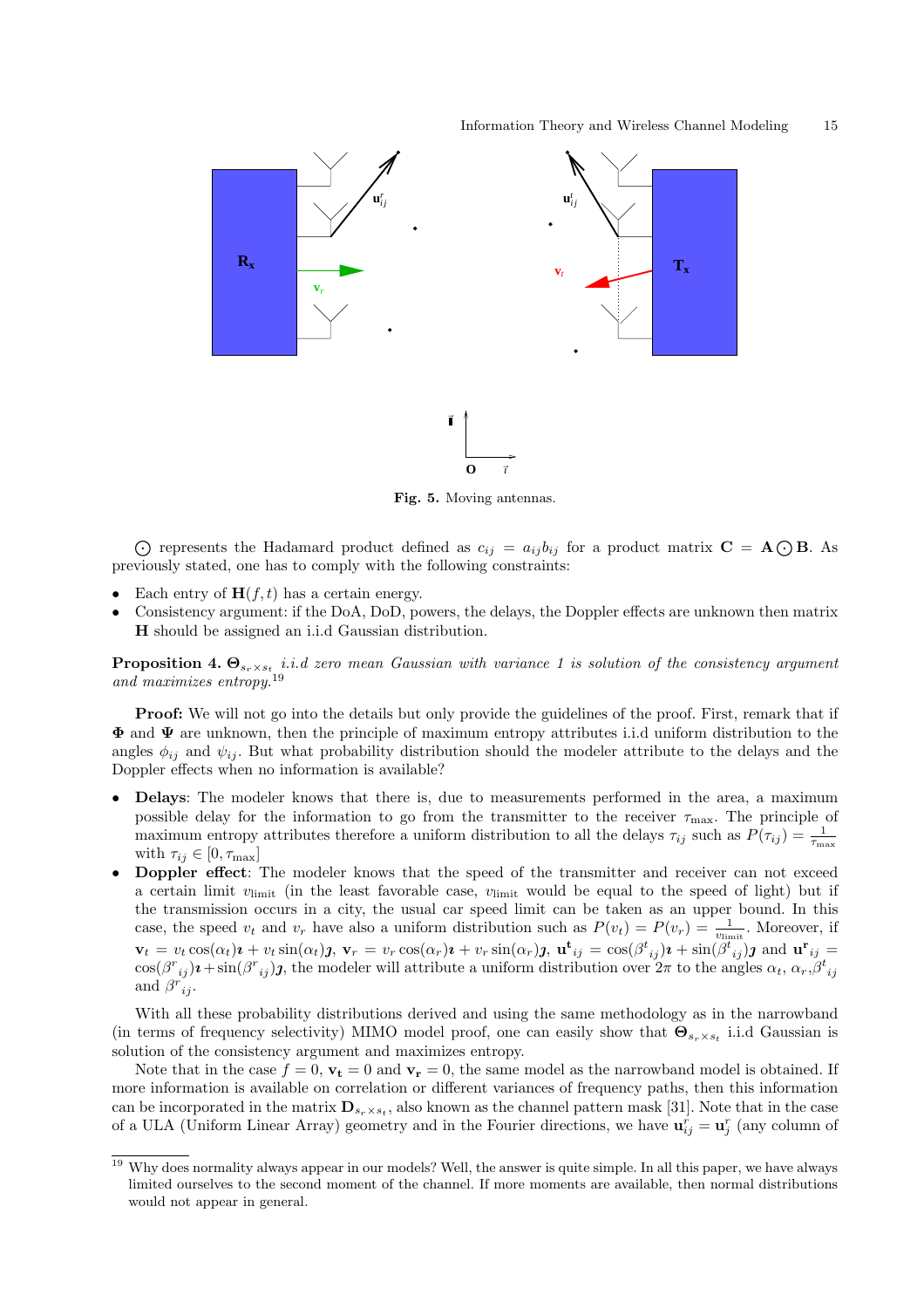Fig. 5. Moving antennas.

$\odot$ represents the Hadamard product defined as $c_{ij} = a_{ij}b_{ij}$ for a product matrix $\mathbf{C} = \mathbf{A} \odot \mathbf{B}$. As previously stated, one has to comply with the following constraints:

- Each entry of $\mathbf{H}(f,t)$ has a certain energy.
- Consistency argument: if the DoA, DoD, powers, the delays, the Doppler effects are unknown then matrix $\mathbf{H}$ should be assigned an i.i.d Gaussian distribution.

**Proposition 4.** *$\mathbf{\Theta}_{s_r \times s_t}$ i.i.d zero mean Gaussian with variance 1 is solution of the consistency argument and maximizes entropy.*[19]

**Proof:** We will not go into the details but only provide the guidelines of the proof. First, remark that if $\mathbf{\Phi}$ and $\mathbf{\Psi}$ are unknown, then the principle of maximum entropy attributes i.i.d uniform distribution to the angles $\phi_{ij}$ and $\psi_{ij}$. But what probability distribution should the modeler attribute to the delays and the Doppler effects when no information is available?

- **Delays**: The modeler knows that there is, due to measurements performed in the area, a maximum possible delay for the information to go from the transmitter to the receiver $\tau_{\max}$. The principle of maximum entropy attributes therefore a uniform distribution to all the delays $\tau_{ij}$ such as $P(\tau_{ij}) = \frac{1}{\tau_{\max}}$ with $\tau_{ij} \in [0, \tau_{\max}]$
- **Doppler effect**: The modeler knows that the speed of the transmitter and receiver can not exceed a certain limit $v_{\text{limit}}$ (in the least favorable case, $v_{\text{limit}}$ would be equal to the speed of light) but if the transmission occurs in a city, the usual car speed limit can be taken as an upper bound. In this case, the speed $v_t$ and $v_r$ have also a uniform distribution such as $P(v_t) = P(v_r) = \frac{1}{v_{\text{limit}}}$. Moreover, if $\mathbf{v}_t = v_t \cos(\alpha_t)\boldsymbol{\imath} + v_t \sin(\alpha_t)\boldsymbol{\jmath}$, $\mathbf{v}_r = v_r \cos(\alpha_r)\boldsymbol{\imath} + v_r \sin(\alpha_r)\boldsymbol{\jmath}$, $\mathbf{u^t}_{ij} = \cos({\beta^t}_{ij})\boldsymbol{\imath} + \sin({\beta^t}_{ij})\boldsymbol{\jmath}$ and $\mathbf{u^r}_{ij} = \cos({\beta^r}_{ij})\boldsymbol{\imath} + \sin({\beta^r}_{ij})\boldsymbol{\jmath}$, the modeler will attribute a uniform distribution over $2\pi$ to the angles $\alpha_t$, $\alpha_r$,${\beta^t}_{ij}$ and ${\beta^r}_{ij}$.

With all these probability distributions derived and using the same methodology as in the narrowband (in terms of frequency selectivity) MIMO model proof, one can easily show that $\mathbf{\Theta}_{s_r \times s_t}$ i.i.d Gaussian is solution of the consistency argument and maximizes entropy.

Note that in the case $f = 0$, $\mathbf{v_t} = 0$ and $\mathbf{v_r} = 0$, the same model as the narrowband model is obtained. If more information is available on correlation or different variances of frequency paths, then this information can be incorporated in the matrix $\mathbf{D}_{s_r \times s_t}$, also known as the channel pattern mask [31]. Note that in the case of a ULA (Uniform Linear Array) geometry and in the Fourier directions, we have $\mathbf{u}^r_{ij} = \mathbf{u}^r_j$ (any column of

[19] Why does normality always appear in our models? Well, the answer is quite simple. In all this paper, we have always limited ourselves to the second moment of the channel. If more moments are available, then normal distributions would not appear in general.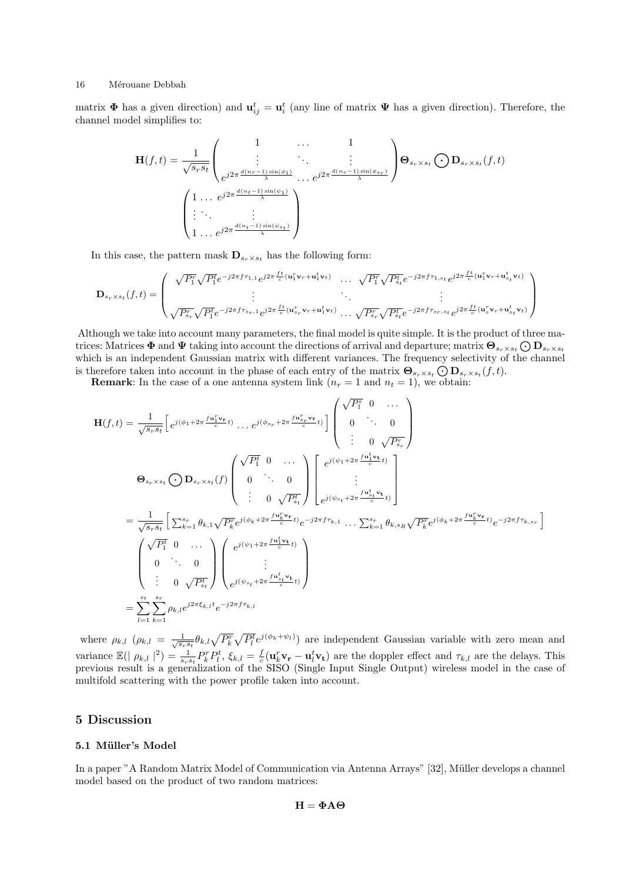matrix $\mathbf{\Phi}$ has a given direction) and $\mathbf{u}_{ij}^t = \mathbf{u}_i^t$ (any line of matrix $\mathbf{\Psi}$ has a given direction). Therefore, the channel model simplifies to:

$$
\mathbf{H}(f,t) = \frac{1}{\sqrt{s_r s_t}} \begin{pmatrix} 1 & \dots & 1 \\ \vdots & \ddots & \vdots \\ e^{j2\pi \frac{d(n_r-1)\sin(\phi_1)}{\lambda}} & \dots & e^{j2\pi \frac{d(n_r-1)\sin(\phi_{s_r})}{\lambda}} \end{pmatrix} \mathbf{\Theta}_{s_r \times s_t} \bigodot \mathbf{D}_{s_r \times s_t}(f,t)
$$

$$
\begin{pmatrix} 1 & \dots & e^{j2\pi \frac{d(n_t-1)\sin(\psi_1)}{\lambda}} \\ \vdots & \ddots & \vdots \\ 1 & \dots & e^{j2\pi \frac{d(n_t-1)\sin(\psi_{s_t})}{\lambda}} \end{pmatrix}
$$

In this case, the pattern mask $\mathbf{D}_{s_r \times s_t}$ has the following form:

$$
\mathbf{D}_{s_r \times s_t}(f,t) = \begin{pmatrix} \sqrt{P_1^r}\sqrt{P_1^t} e^{-j2\pi f \tau_{1,1}} e^{j2\pi \frac{ft}{c}(\mathbf{u}_1^r \mathbf{v}_r + \mathbf{u}_1^t \mathbf{v}_t)} & \dots & \sqrt{P_1^r}\sqrt{P_{s_t}^t} e^{-j2\pi f \tau_{1,s_t}} e^{j2\pi \frac{ft}{c}(\mathbf{u}_1^r \mathbf{v}_r + \mathbf{u}_{s_t}^t \mathbf{v}_t)} \\ \vdots & \ddots & \vdots \\ \sqrt{P_{s_r}^r}\sqrt{P_1^t} e^{-j2\pi f \tau_{s_r,1}} e^{j2\pi \frac{ft}{c}(\mathbf{u}_{s_r}^r \mathbf{v}_r + \mathbf{u}_1^t \mathbf{v}_t)} & \dots & \sqrt{P_{s_r}^r}\sqrt{P_{s_t}^t} e^{-j2\pi f \tau_{s_r,s_t}} e^{j2\pi \frac{ft}{c}(\mathbf{u}_s^r \mathbf{v}_r + \mathbf{u}_{s_t}^t \mathbf{v}_t)} \end{pmatrix}
$$

Although we take into account many parameters, the final model is quite simple. It is the product of three matrices: Matrices $\mathbf{\Phi}$ and $\mathbf{\Psi}$ taking into account the directions of arrival and departure; matrix $\mathbf{\Theta}_{s_r \times s_t} \bigodot \mathbf{D}_{s_r \times s_t}$ which is an independent Gaussian matrix with different variances. The frequency selectivity of the channel is therefore taken into account in the phase of each entry of the matrix $\mathbf{\Theta}_{s_r \times s_t} \bigodot \mathbf{D}_{s_r \times s_t}(f,t)$.

**Remark**: In the case of a one antenna system link ($n_r = 1$ and $n_t = 1$), we obtain:

$$
\mathbf{H}(f,t) = \frac{1}{\sqrt{s_r s_t}} \left[ e^{j(\phi_1 + 2\pi \frac{f \mathbf{u}_1^r \mathbf{v}_r}{c} t)} \dots e^{j(\phi_{s_r} + 2\pi \frac{f \mathbf{u}_{s_r}^r \mathbf{v}_r}{c} t)} \right] \begin{pmatrix} \sqrt{P_1^r} & 0 & \dots \\ 0 & \ddots & 0 \\ \vdots & 0 & \sqrt{P_{s_r}^r} \end{pmatrix}
$$

$$
\mathbf{\Theta}_{s_r \times s_t} \bigodot \mathbf{D}_{s_r \times s_t}(f) \begin{pmatrix} \sqrt{P_1^t} & 0 & \dots \\ 0 & \ddots & 0 \\ \vdots & 0 & \sqrt{P_{s_t}^t} \end{pmatrix} \begin{bmatrix} e^{j(\psi_1 + 2\pi \frac{f \mathbf{u}_1^t \mathbf{v_t}}{c} t)} \\ \vdots \\ e^{j(\psi_{s_t} + 2\pi \frac{f \mathbf{u}_{s_t}^t \mathbf{v_t}}{c} t)} \end{bmatrix}
$$

$$
= \frac{1}{\sqrt{s_r s_t}} \left[ \sum_{k=1}^{s_r} \theta_{k,1} \sqrt{P_k^r} e^{j(\phi_k + 2\pi \frac{f \mathbf{u}_k^r \mathbf{v_r}}{c} t)} e^{-j2\pi f \tau_{k,1}} \dots \sum_{k=1}^{s_r} \theta_{k,s_R} \sqrt{P_k^r} e^{j(\phi_k + 2\pi \frac{f \mathbf{u}_k^r \mathbf{v_r}}{c} t)} e^{-j2\pi f \tau_{k,s_r}} \right]
$$

$$
\begin{pmatrix} \sqrt{P_1^t} & 0 & \dots \\ 0 & \ddots & 0 \\ \vdots & 0 & \sqrt{P_{s_t}^t} \end{pmatrix} \begin{pmatrix} e^{j(\psi_1 + 2\pi \frac{f \mathbf{u}_1^t \mathbf{v_t}}{c} t)} \\ \vdots \\ e^{j(\psi_{s_t} + 2\pi \frac{f \mathbf{u}_{s_t}^t \mathbf{v_t}}{c} t)} \end{pmatrix}
$$

$$
= \sum_{l=1}^{s_t} \sum_{k=1}^{s_r} \rho_{k,l} e^{j2\pi \xi_{k,l} t} e^{-j2\pi f \tau_{k,l}}
$$

where $\rho_{k,l}$ ($\rho_{k,l} = \frac{1}{\sqrt{s_r s_t}} \theta_{k,l} \sqrt{P_k^r} \sqrt{P_l^t} e^{j(\phi_k + \psi_l)}$) are independent Gaussian variable with zero mean and variance $\mathbb{E}(\mid \rho_{k,l} \mid^2) = \frac{1}{s_r s_t} P_k^r P_l^t$, $\xi_{k,l} = \frac{f}{c}(\mathbf{u}_k^r \mathbf{v_r} - \mathbf{u}_l^t \mathbf{v_t})$ are the doppler effect and $\tau_{k,l}$ are the delays. This previous result is a generalization of the SISO (Single Input Single Output) wireless model in the case of multifold scattering with the power profile taken into account.

## 5 Discussion

### 5.1 Müller's Model

In a paper "A Random Matrix Model of Communication via Antenna Arrays" [32], Müller develops a channel model based on the product of two random matrices:

$$
\mathbf{H} = \mathbf{\Phi} \mathbf{A} \mathbf{\Theta}
$$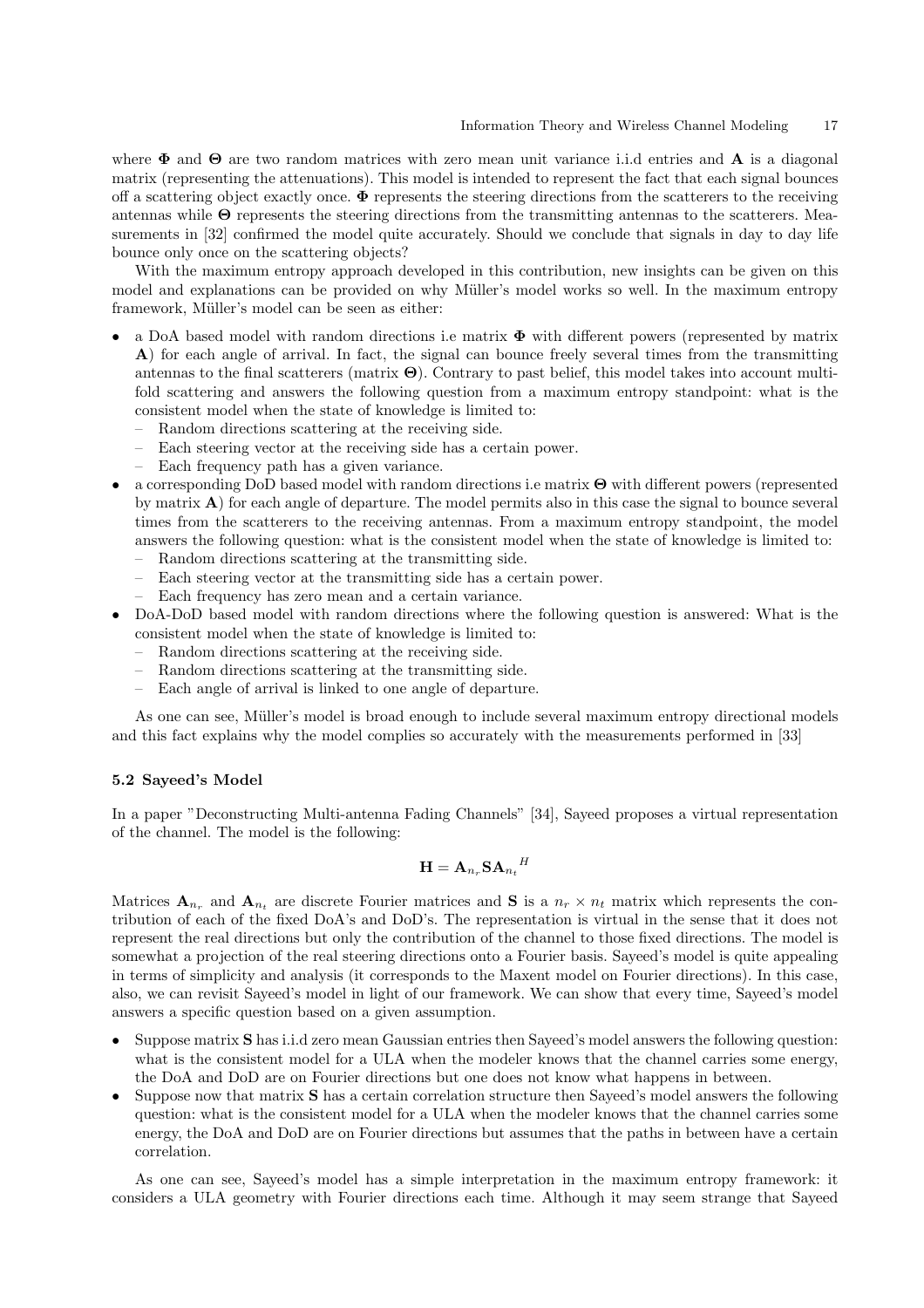where $\mathbf{\Phi}$ and $\mathbf{\Theta}$ are two random matrices with zero mean unit variance i.i.d entries and $\mathbf{A}$ is a diagonal matrix (representing the attenuations). This model is intended to represent the fact that each signal bounces off a scattering object exactly once. $\mathbf{\Phi}$ represents the steering directions from the scatterers to the receiving antennas while $\mathbf{\Theta}$ represents the steering directions from the transmitting antennas to the scatterers. Measurements in [32] confirmed the model quite accurately. Should we conclude that signals in day to day life bounce only once on the scattering objects?

With the maximum entropy approach developed in this contribution, new insights can be given on this model and explanations can be provided on why Müller's model works so well. In the maximum entropy framework, Müller's model can be seen as either:

- a DoA based model with random directions i.e matrix $\mathbf{\Phi}$ with different powers (represented by matrix $\mathbf{A}$) for each angle of arrival. In fact, the signal can bounce freely several times from the transmitting antennas to the final scatterers (matrix $\mathbf{\Theta}$). Contrary to past belief, this model takes into account multi-fold scattering and answers the following question from a maximum entropy standpoint: what is the consistent model when the state of knowledge is limited to:
  - Random directions scattering at the receiving side.
  - Each steering vector at the receiving side has a certain power.
  - Each frequency path has a given variance.
- a corresponding DoD based model with random directions i.e matrix $\mathbf{\Theta}$ with different powers (represented by matrix $\mathbf{A}$) for each angle of departure. The model permits also in this case the signal to bounce several times from the scatterers to the receiving antennas. From a maximum entropy standpoint, the model answers the following question: what is the consistent model when the state of knowledge is limited to:
  - Random directions scattering at the transmitting side.
  - Each steering vector at the transmitting side has a certain power.
  - Each frequency has zero mean and a certain variance.
- DoA-DoD based model with random directions where the following question is answered: What is the consistent model when the state of knowledge is limited to:
  - Random directions scattering at the receiving side.
  - Random directions scattering at the transmitting side.
  - Each angle of arrival is linked to one angle of departure.

As one can see, Müller's model is broad enough to include several maximum entropy directional models and this fact explains why the model complies so accurately with the measurements performed in [33]

### 5.2 Sayeed's Model

In a paper "Deconstructing Multi-antenna Fading Channels" [34], Sayeed proposes a virtual representation of the channel. The model is the following:

$$\mathbf{H} = \mathbf{A}_{n_r}\mathbf{S}{\mathbf{A}_{n_t}}^H$$

Matrices $\mathbf{A}_{n_r}$ and $\mathbf{A}_{n_t}$ are discrete Fourier matrices and $\mathbf{S}$ is a $n_r \times n_t$ matrix which represents the contribution of each of the fixed DoA's and DoD's. The representation is virtual in the sense that it does not represent the real directions but only the contribution of the channel to those fixed directions. The model is somewhat a projection of the real steering directions onto a Fourier basis. Sayeed's model is quite appealing in terms of simplicity and analysis (it corresponds to the Maxent model on Fourier directions). In this case, also, we can revisit Sayeed's model in light of our framework. We can show that every time, Sayeed's model answers a specific question based on a given assumption.

- Suppose matrix $\mathbf{S}$ has i.i.d zero mean Gaussian entries then Sayeed's model answers the following question: what is the consistent model for a ULA when the modeler knows that the channel carries some energy, the DoA and DoD are on Fourier directions but one does not know what happens in between.
- Suppose now that matrix $\mathbf{S}$ has a certain correlation structure then Sayeed's model answers the following question: what is the consistent model for a ULA when the modeler knows that the channel carries some energy, the DoA and DoD are on Fourier directions but assumes that the paths in between have a certain correlation.

As one can see, Sayeed's model has a simple interpretation in the maximum entropy framework: it considers a ULA geometry with Fourier directions each time. Although it may seem strange that Sayeed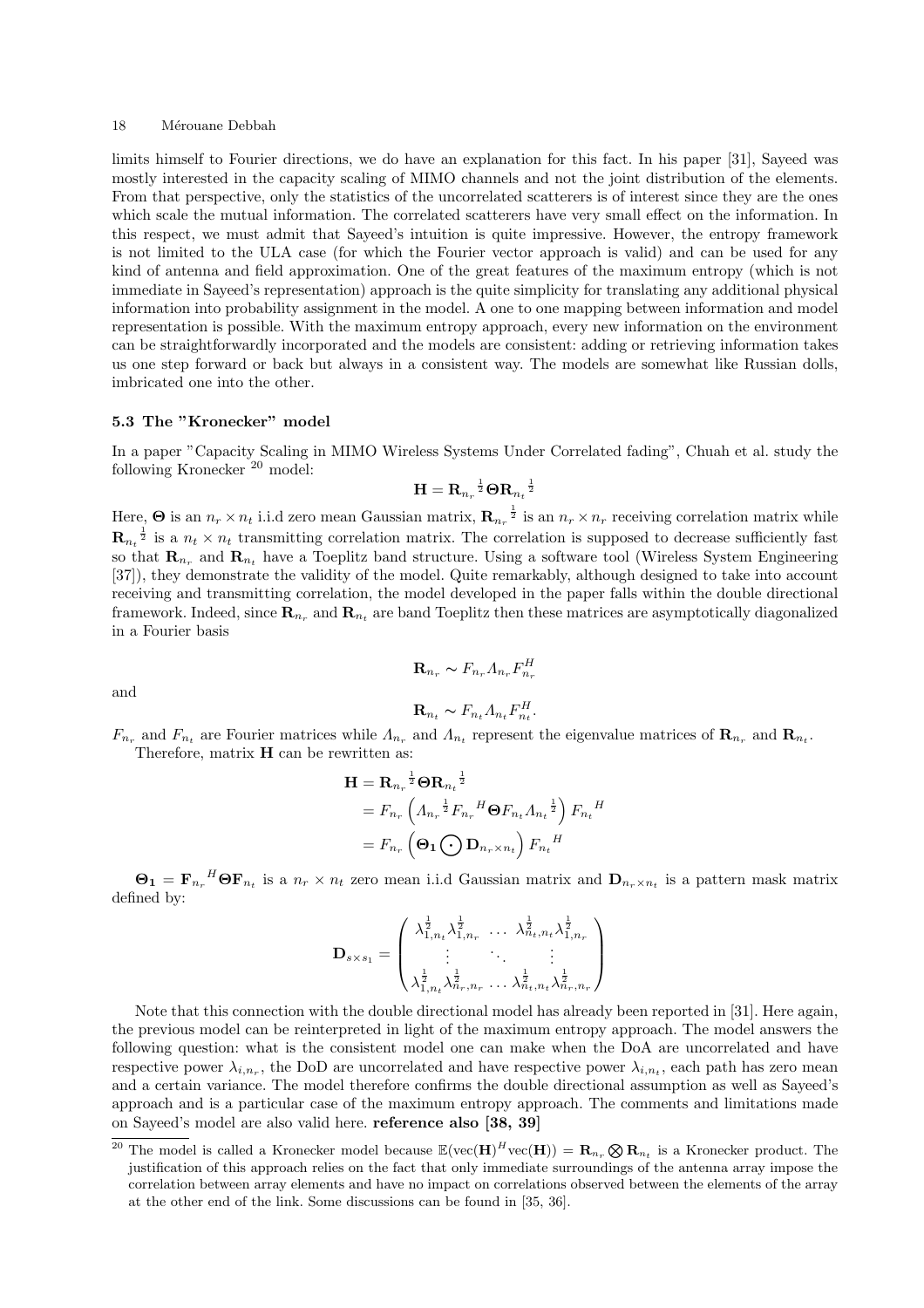limits himself to Fourier directions, we do have an explanation for this fact. In his paper [31], Sayeed was mostly interested in the capacity scaling of MIMO channels and not the joint distribution of the elements. From that perspective, only the statistics of the uncorrelated scatterers is of interest since they are the ones which scale the mutual information. The correlated scatterers have very small effect on the information. In this respect, we must admit that Sayeed's intuition is quite impressive. However, the entropy framework is not limited to the ULA case (for which the Fourier vector approach is valid) and can be used for any kind of antenna and field approximation. One of the great features of the maximum entropy (which is not immediate in Sayeed's representation) approach is the quite simplicity for translating any additional physical information into probability assignment in the model. A one to one mapping between information and model representation is possible. With the maximum entropy approach, every new information on the environment can be straightforwardly incorporated and the models are consistent: adding or retrieving information takes us one step forward or back but always in a consistent way. The models are somewhat like Russian dolls, imbricated one into the other.

### 5.3 The "Kronecker" model

In a paper "Capacity Scaling in MIMO Wireless Systems Under Correlated fading", Chuah et al. study the following Kronecker [20] model:

$$\mathbf{H} = {\mathbf{R}_{n_r}}^{\frac{1}{2}}\mathbf{\Theta}{\mathbf{R}_{n_t}}^{\frac{1}{2}}$$

Here, $\mathbf{\Theta}$ is an $n_r \times n_t$ i.i.d zero mean Gaussian matrix, ${\mathbf{R}_{n_r}}^{\frac{1}{2}}$ is an $n_r \times n_r$ receiving correlation matrix while ${\mathbf{R}_{n_t}}^{\frac{1}{2}}$ is a $n_t \times n_t$ transmitting correlation matrix. The correlation is supposed to decrease sufficiently fast so that $\mathbf{R}_{n_r}$ and $\mathbf{R}_{n_t}$ have a Toeplitz band structure. Using a software tool (Wireless System Engineering [37]), they demonstrate the validity of the model. Quite remarkably, although designed to take into account receiving and transmitting correlation, the model developed in the paper falls within the double directional framework. Indeed, since $\mathbf{R}_{n_r}$ and $\mathbf{R}_{n_t}$ are band Toeplitz then these matrices are asymptotically diagonalized in a Fourier basis

$$\mathbf{R}_{n_r} \sim F_{n_r}\Lambda_{n_r}F_{n_r}^H$$

and

$$\mathbf{R}_{n_t} \sim F_{n_t}\Lambda_{n_t}F_{n_t}^H.$$

$F_{n_r}$ and $F_{n_t}$ are Fourier matrices while $\Lambda_{n_r}$ and $\Lambda_{n_t}$ represent the eigenvalue matrices of $\mathbf{R}_{n_r}$ and $\mathbf{R}_{n_t}$.

Therefore, matrix $\mathbf{H}$ can be rewritten as:

$$\begin{aligned}
\mathbf{H} &= {\mathbf{R}_{n_r}}^{\frac{1}{2}}\mathbf{\Theta}{\mathbf{R}_{n_t}}^{\frac{1}{2}} \\
&= F_{n_r}\left({\Lambda_{n_r}}^{\frac{1}{2}}{F_{n_r}}^H\mathbf{\Theta}F_{n_t}{\Lambda_{n_t}}^{\frac{1}{2}}\right){F_{n_t}}^H \\
&= F_{n_r}\left(\mathbf{\Theta_1}\bigodot\mathbf{D}_{n_r\times n_t}\right){F_{n_t}}^H
\end{aligned}$$

$\mathbf{\Theta_1} = {\mathbf{F}_{n_r}}^H\mathbf{\Theta}\mathbf{F}_{n_t}$ is a $n_r \times n_t$ zero mean i.i.d Gaussian matrix and $\mathbf{D}_{n_r\times n_t}$ is a pattern mask matrix defined by:

$$\mathbf{D}_{s\times s_1} = \begin{pmatrix}
\lambda_{1,n_t}^{\frac{1}{2}}\lambda_{1,n_r}^{\frac{1}{2}} & \ldots & \lambda_{n_t,n_t}^{\frac{1}{2}}\lambda_{1,n_r}^{\frac{1}{2}} \\
\vdots & \ddots & \vdots \\
\lambda_{1,n_t}^{\frac{1}{2}}\lambda_{n_r,n_r}^{\frac{1}{2}} & \ldots & \lambda_{n_t,n_t}^{\frac{1}{2}}\lambda_{n_r,n_r}^{\frac{1}{2}}
\end{pmatrix}$$

Note that this connection with the double directional model has already been reported in [31]. Here again, the previous model can be reinterpreted in light of the maximum entropy approach. The model answers the following question: what is the consistent model one can make when the DoA are uncorrelated and have respective power $\lambda_{i,n_r}$, the DoD are uncorrelated and have respective power $\lambda_{i,n_t}$, each path has zero mean and a certain variance. The model therefore confirms the double directional assumption as well as Sayeed's approach and is a particular case of the maximum entropy approach. The comments and limitations made on Sayeed's model are also valid here. **reference also [38, 39]**

[20] The model is called a Kronecker model because $\mathbb{E}(\text{vec}(\mathbf{H})^H\text{vec}(\mathbf{H})) = \mathbf{R}_{n_r}\bigotimes\mathbf{R}_{n_t}$ is a Kronecker product. The justification of this approach relies on the fact that only immediate surroundings of the antenna array impose the correlation between array elements and have no impact on correlations observed between the elements of the array at the other end of the link. Some discussions can be found in [35, 36].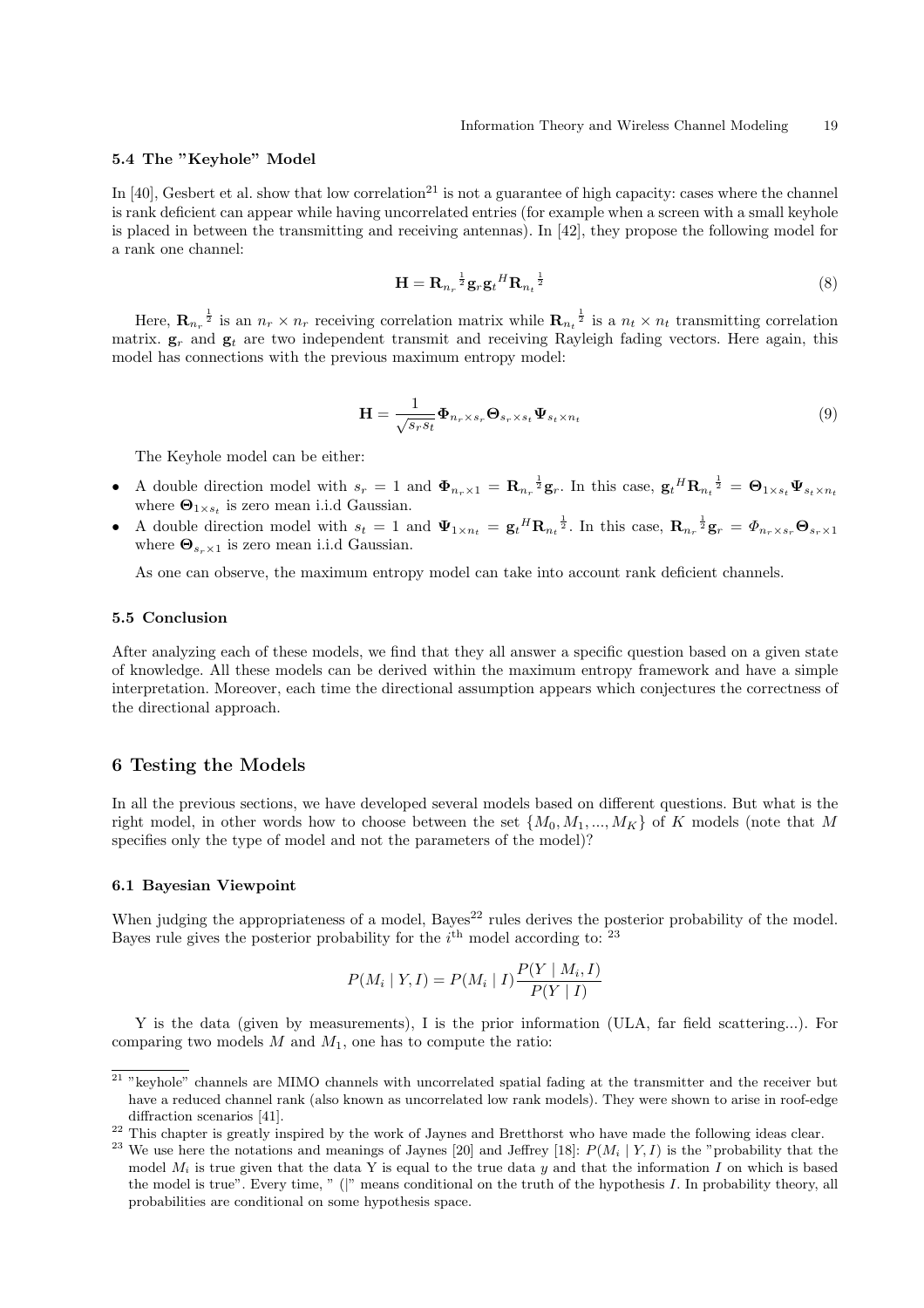### 5.4 The "Keyhole" Model

In [40], Gesbert et al. show that low correlation[21] is not a guarantee of high capacity: cases where the channel is rank deficient can appear while having uncorrelated entries (for example when a screen with a small keyhole is placed in between the transmitting and receiving antennas). In [42], they propose the following model for a rank one channel:

$$\mathbf{H} = {\mathbf{R}_{n_r}}^{\frac{1}{2}} \mathbf{g}_r {\mathbf{g}_t}^H {\mathbf{R}_{n_t}}^{\frac{1}{2}} \tag{8}$$

Here, ${\mathbf{R}_{n_r}}^{\frac{1}{2}}$ is an $n_r \times n_r$ receiving correlation matrix while ${\mathbf{R}_{n_t}}^{\frac{1}{2}}$ is a $n_t \times n_t$ transmitting correlation matrix. $\mathbf{g}_r$ and $\mathbf{g}_t$ are two independent transmit and receiving Rayleigh fading vectors. Here again, this model has connections with the previous maximum entropy model:

$$\mathbf{H} = \frac{1}{\sqrt{s_r s_t}} \mathbf{\Phi}_{n_r \times s_r} \mathbf{\Theta}_{s_r \times s_t} \mathbf{\Psi}_{s_t \times n_t} \tag{9}$$

The Keyhole model can be either:

- A double direction model with $s_r = 1$ and $\mathbf{\Phi}_{n_r \times 1} = {\mathbf{R}_{n_r}}^{\frac{1}{2}} \mathbf{g}_r$. In this case, ${\mathbf{g}_t}^H {\mathbf{R}_{n_t}}^{\frac{1}{2}} = \mathbf{\Theta}_{1 \times s_t} \mathbf{\Psi}_{s_t \times n_t}$ where $\mathbf{\Theta}_{1 \times s_t}$ is zero mean i.i.d Gaussian.
- A double direction model with $s_t = 1$ and $\mathbf{\Psi}_{1 \times n_t} = {\mathbf{g}_t}^H {\mathbf{R}_{n_t}}^{\frac{1}{2}}$. In this case, ${\mathbf{R}_{n_r}}^{\frac{1}{2}} \mathbf{g}_r = \mathit{\Phi}_{n_r \times s_r} \mathbf{\Theta}_{s_r \times 1}$ where $\mathbf{\Theta}_{s_r \times 1}$ is zero mean i.i.d Gaussian.

As one can observe, the maximum entropy model can take into account rank deficient channels.

### 5.5 Conclusion

After analyzing each of these models, we find that they all answer a specific question based on a given state of knowledge. All these models can be derived within the maximum entropy framework and have a simple interpretation. Moreover, each time the directional assumption appears which conjectures the correctness of the directional approach.

## 6 Testing the Models

In all the previous sections, we have developed several models based on different questions. But what is the right model, in other words how to choose between the set $\{M_0, M_1, ..., M_K\}$ of $K$ models (note that $M$ specifies only the type of model and not the parameters of the model)?

### 6.1 Bayesian Viewpoint

When judging the appropriateness of a model, Bayes[22] rules derives the posterior probability of the model. Bayes rule gives the posterior probability for the $i^{\text{th}}$ model according to: [23]

$$P(M_i \mid Y, I) = P(M_i \mid I) \frac{P(Y \mid M_i, I)}{P(Y \mid I)}$$

Y is the data (given by measurements), I is the prior information (ULA, far field scattering...). For comparing two models $M$ and $M_1$, one has to compute the ratio:

---

[21] "keyhole" channels are MIMO channels with uncorrelated spatial fading at the transmitter and the receiver but have a reduced channel rank (also known as uncorrelated low rank models). They were shown to arise in roof-edge diffraction scenarios [41].

[22] This chapter is greatly inspired by the work of Jaynes and Bretthorst who have made the following ideas clear.

[23] We use here the notations and meanings of Jaynes [20] and Jeffrey [18]: $P(M_i \mid Y, I)$ is the "probability that the model $M_i$ is true given that the data Y is equal to the true data $y$ and that the information $I$ on which is based the model is true". Every time, " (|" means conditional on the truth of the hypothesis $I$. In probability theory, all probabilities are conditional on some hypothesis space.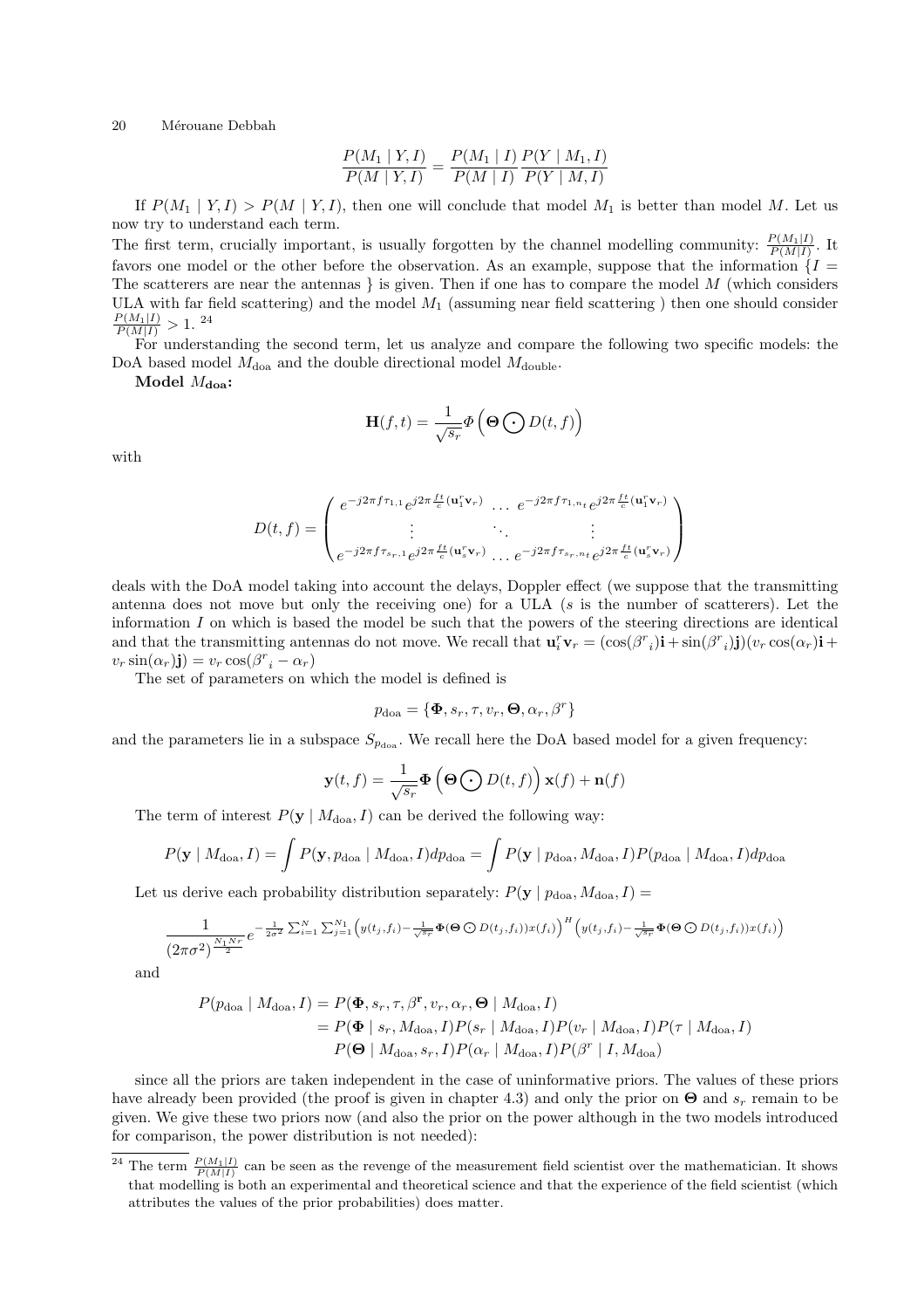$$\frac{P(M_1 \mid Y, I)}{P(M \mid Y, I)} = \frac{P(M_1 \mid I)}{P(M \mid I)} \frac{P(Y \mid M_1, I)}{P(Y \mid M, I)}$$

If $P(M_1 \mid Y, I) > P(M \mid Y, I)$, then one will conclude that model $M_1$ is better than model $M$. Let us now try to understand each term.

The first term, crucially important, is usually forgotten by the channel modelling community: $\frac{P(M_1|I)}{P(M|I)}$. It favors one model or the other before the observation. As an example, suppose that the information $\{I =$ The scatterers are near the antennas $\}$ is given. Then if one has to compare the model $M$ (which considers ULA with far field scattering) and the model $M_1$ (assuming near field scattering ) then one should consider $\frac{P(M_1|I)}{P(M|I)} > 1$. [24]

For understanding the second term, let us analyze and compare the following two specific models: the DoA based model $M_{\text{doa}}$ and the double directional model $M_{\text{double}}$.

**Model $M_{\text{doa}}$:**

$$\mathbf{H}(f,t) = \frac{1}{\sqrt{s_r}} \Phi \left( \mathbf{\Theta} \bigodot D(t,f) \right)$$

with

$$D(t,f) = \begin{pmatrix} e^{-j2\pi f \tau_{1,1}} e^{j2\pi \frac{ft}{c}(\mathbf{u}_1^r \mathbf{v}_r)} & \dots & e^{-j2\pi f \tau_{1,n_t}} e^{j2\pi \frac{ft}{c}(\mathbf{u}_1^r \mathbf{v}_r)} \\ \vdots & \ddots & \vdots \\ e^{-j2\pi f \tau_{s_r,1}} e^{j2\pi \frac{ft}{c}(\mathbf{u}_s^r \mathbf{v}_r)} & \dots & e^{-j2\pi f \tau_{s_r,n_t}} e^{j2\pi \frac{ft}{c}(\mathbf{u}_s^r \mathbf{v}_r)} \end{pmatrix}$$

deals with the DoA model taking into account the delays, Doppler effect (we suppose that the transmitting antenna does not move but only the receiving one) for a ULA ($s$ is the number of scatterers). Let the information $I$ on which is based the model be such that the powers of the steering directions are identical and that the transmitting antennas do not move. We recall that $\mathbf{u}_i^r \mathbf{v}_r = (\cos({\beta^r}_i)\mathbf{i} + \sin({\beta^r}_i)\mathbf{j})(v_r \cos(\alpha_r)\mathbf{i} + v_r \sin(\alpha_r)\mathbf{j}) = v_r \cos({\beta^r}_i - \alpha_r)$

The set of parameters on which the model is defined is

$$p_{\text{doa}} = \{\mathbf{\Phi}, s_r, \tau, v_r, \mathbf{\Theta}, \alpha_r, \beta^r\}$$

and the parameters lie in a subspace $S_{p_{\text{doa}}}$. We recall here the DoA based model for a given frequency:

$$\mathbf{y}(t,f) = \frac{1}{\sqrt{s_r}} \mathbf{\Phi} \left( \mathbf{\Theta} \bigodot D(t,f) \right) \mathbf{x}(f) + \mathbf{n}(f)$$

The term of interest $P(\mathbf{y} \mid M_{\text{doa}}, I)$ can be derived the following way:

$$P(\mathbf{y} \mid M_{\text{doa}}, I) = \int P(\mathbf{y}, p_{\text{doa}} \mid M_{\text{doa}}, I) dp_{\text{doa}} = \int P(\mathbf{y} \mid p_{\text{doa}}, M_{\text{doa}}, I) P(p_{\text{doa}} \mid M_{\text{doa}}, I) dp_{\text{doa}}$$

Let us derive each probability distribution separately: $P(\mathbf{y} \mid p_{\text{doa}}, M_{\text{doa}}, I) =$

$$\frac{1}{(2\pi\sigma^2)^{\frac{N_1 N_r}{2}}} e^{-\frac{1}{2\sigma^2} \sum_{i=1}^{N} \sum_{j=1}^{N_1} \left( y(t_j,f_i) - \frac{1}{\sqrt{s_r}} \mathbf{\Phi}(\mathbf{\Theta} \bigodot D(t_j,f_i)) x(f_i) \right)^H \left( y(t_j,f_i) - \frac{1}{\sqrt{s_r}} \mathbf{\Phi}(\mathbf{\Theta} \bigodot D(t_j,f_i)) x(f_i) \right)}$$

and

$$\begin{aligned} P(p_{\text{doa}} \mid M_{\text{doa}}, I) &= P(\mathbf{\Phi}, s_r, \tau, \beta^{\mathbf{r}}, v_r, \alpha_r, \mathbf{\Theta} \mid M_{\text{doa}}, I) \\ &= P(\mathbf{\Phi} \mid s_r, M_{\text{doa}}, I) P(s_r \mid M_{\text{doa}}, I) P(v_r \mid M_{\text{doa}}, I) P(\tau \mid M_{\text{doa}}, I) \\ &\quad P(\mathbf{\Theta} \mid M_{\text{doa}}, s_r, I) P(\alpha_r \mid M_{\text{doa}}, I) P(\beta^r \mid I, M_{\text{doa}}) \end{aligned}$$

since all the priors are taken independent in the case of uninformative priors. The values of these priors have already been provided (the proof is given in chapter 4.3) and only the prior on $\mathbf{\Theta}$ and $s_r$ remain to be given. We give these two priors now (and also the prior on the power although in the two models introduced for comparison, the power distribution is not needed):

[24] The term $\frac{P(M_1|I)}{P(M|I)}$ can be seen as the revenge of the measurement field scientist over the mathematician. It shows that modelling is both an experimental and theoretical science and that the experience of the field scientist (which attributes the values of the prior probabilities) does matter.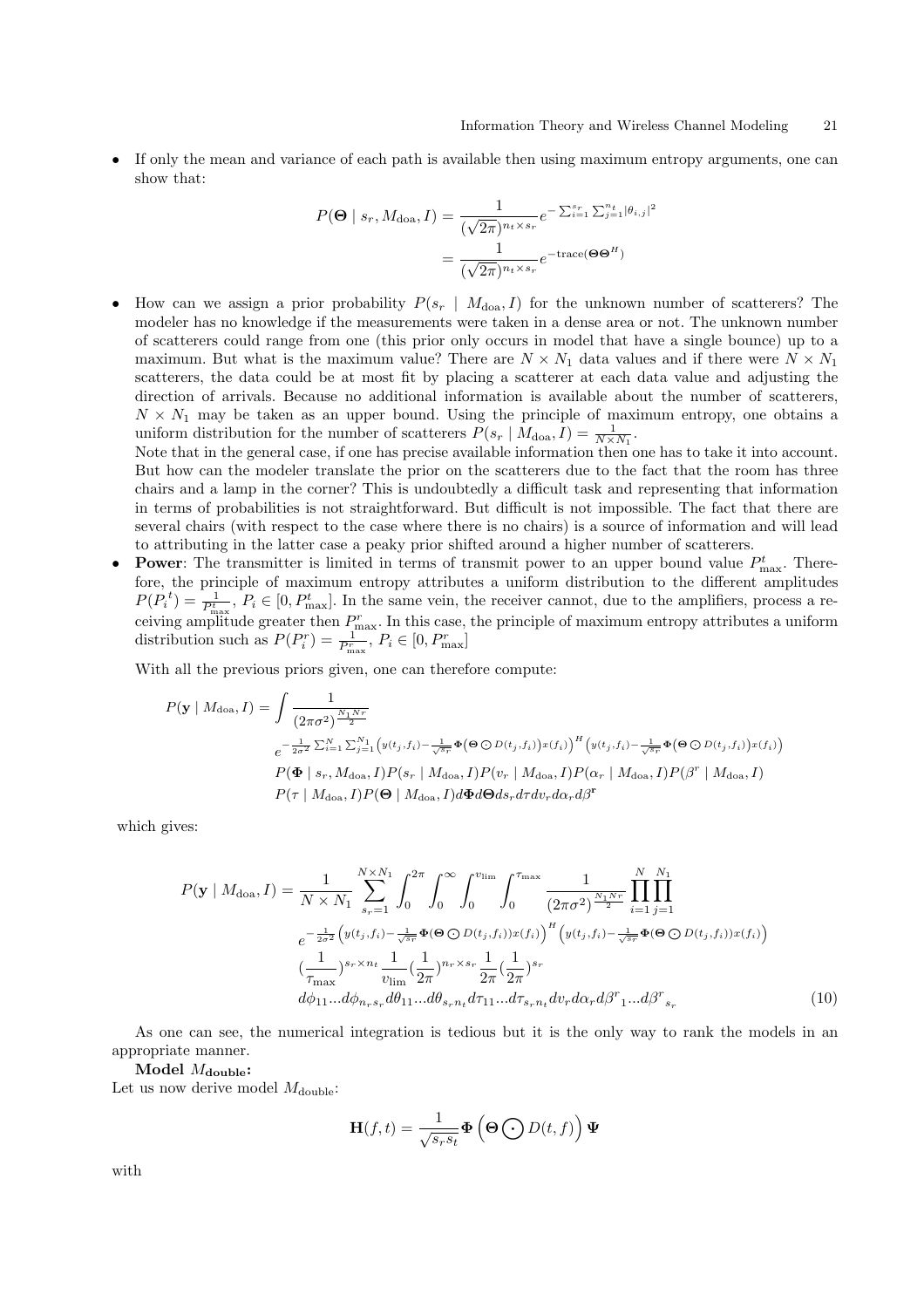- If only the mean and variance of each path is available then using maximum entropy arguments, one can show that:

$$P(\mathbf{\Theta} \mid s_r, M_{\text{doa}}, I) = \frac{1}{(\sqrt{2\pi})^{n_t \times s_r}} e^{-\sum_{i=1}^{s_r}\sum_{j=1}^{n_t} |\theta_{i,j}|^2}$$
$$= \frac{1}{(\sqrt{2\pi})^{n_t \times s_r}} e^{-\text{trace}(\mathbf{\Theta}\mathbf{\Theta}^H)}$$

- How can we assign a prior probability $P(s_r \mid M_{\text{doa}}, I)$ for the unknown number of scatterers? The modeler has no knowledge if the measurements were taken in a dense area or not. The unknown number of scatterers could range from one (this prior only occurs in model that have a single bounce) up to a maximum. But what is the maximum value? There are $N \times N_1$ data values and if there were $N \times N_1$ scatterers, the data could be at most fit by placing a scatterer at each data value and adjusting the direction of arrivals. Because no additional information is available about the number of scatterers, $N \times N_1$ may be taken as an upper bound. Using the principle of maximum entropy, one obtains a uniform distribution for the number of scatterers $P(s_r \mid M_{\text{doa}}, I) = \frac{1}{N \times N_1}$.
  Note that in the general case, if one has precise available information then one has to take it into account. But how can the modeler translate the prior on the scatterers due to the fact that the room has three chairs and a lamp in the corner? This is undoubtedly a difficult task and representing that information in terms of probabilities is not straightforward. But difficult is not impossible. The fact that there are several chairs (with respect to the case where there is no chairs) is a source of information and will lead to attributing in the latter case a peaky prior shifted around a higher number of scatterers.
- **Power**: The transmitter is limited in terms of transmit power to an upper bound value $P^t_{\max}$. Therefore, the principle of maximum entropy attributes a uniform distribution to the different amplitudes $P(P_i^t) = \frac{1}{P^t_{\max}}$, $P_i \in [0, P^t_{\max}]$. In the same vein, the receiver cannot, due to the amplifiers, process a receiving amplitude greater then $P^r_{\max}$. In this case, the principle of maximum entropy attributes a uniform distribution such as $P(P^r_i) = \frac{1}{P^r_{\max}}$, $P_i \in [0, P^r_{\max}]$

With all the previous priors given, one can therefore compute:

$$P(\mathbf{y} \mid M_{\text{doa}}, I) = \int \frac{1}{(2\pi\sigma^2)^{\frac{N_1 N r}{2}}} e^{-\frac{1}{2\sigma^2}\sum_{i=1}^{N}\sum_{j=1}^{N_1}\left(y(t_j,f_i) - \frac{1}{\sqrt{s_r}}\mathbf{\Phi}\left(\mathbf{\Theta} \odot D(t_j,f_i)\right)x(f_i)\right)^H \left(y(t_j,f_i) - \frac{1}{\sqrt{s_r}}\mathbf{\Phi}\left(\mathbf{\Theta} \odot D(t_j,f_i)\right)x(f_i)\right)}$$
$$P(\mathbf{\Phi} \mid s_r, M_{\text{doa}}, I) P(s_r \mid M_{\text{doa}}, I) P(v_r \mid M_{\text{doa}}, I) P(\alpha_r \mid M_{\text{doa}}, I) P(\beta^r \mid M_{\text{doa}}, I)$$
$$P(\tau \mid M_{\text{doa}}, I) P(\mathbf{\Theta} \mid M_{\text{doa}}, I) d\mathbf{\Phi} d\mathbf{\Theta} ds_r d\tau dv_r d\alpha_r d\beta^{\mathbf{r}}$$

which gives:

$$P(\mathbf{y} \mid M_{\text{doa}}, I) = \frac{1}{N \times N_1} \sum_{s_r=1}^{N \times N_1} \int_0^{2\pi} \int_0^{\infty} \int_0^{v_{\lim}} \int_0^{\tau_{\max}} \frac{1}{(2\pi\sigma^2)^{\frac{N_1 N r}{2}}} \prod_{i=1}^{N}\prod_{j=1}^{N_1}$$
$$e^{-\frac{1}{2\sigma^2}\left(y(t_j,f_i) - \frac{1}{\sqrt{s_r}}\mathbf{\Phi}(\mathbf{\Theta} \odot D(t_j,f_i))x(f_i)\right)^H \left(y(t_j,f_i) - \frac{1}{\sqrt{s_r}}\mathbf{\Phi}(\mathbf{\Theta} \odot D(t_j,f_i))x(f_i)\right)}$$
$$\left(\frac{1}{\tau_{\max}}\right)^{s_r \times n_t} \frac{1}{v_{\lim}} \left(\frac{1}{2\pi}\right)^{n_r \times s_r} \frac{1}{2\pi} \left(\frac{1}{2\pi}\right)^{s_r}$$
$$d\phi_{11}...d\phi_{n_r s_r} d\theta_{11}...d\theta_{s_r n_t} d\tau_{11}...d\tau_{s_r n_t} dv_r d\alpha_r d{\beta^r}_1...d{\beta^r}_{s_r} \tag{10}$$

As one can see, the numerical integration is tedious but it is the only way to rank the models in an appropriate manner.

**Model $M_{\text{double}}$:**
Let us now derive model $M_{\text{double}}$:

$$\mathbf{H}(f,t) = \frac{1}{\sqrt{s_r s_t}} \mathbf{\Phi}\left(\mathbf{\Theta} \bigodot D(t,f)\right)\mathbf{\Psi}$$

with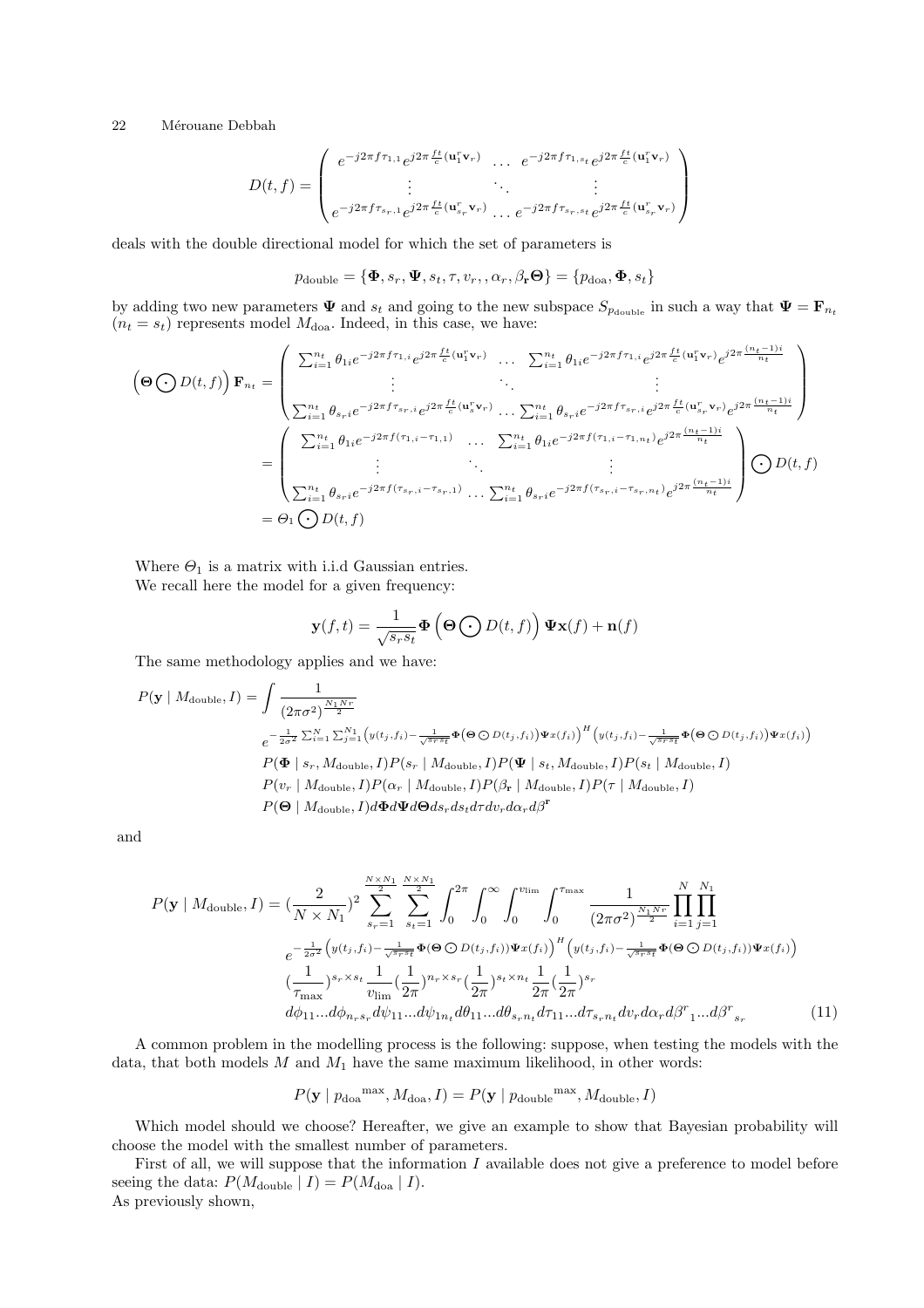$$
D(t,f) = \begin{pmatrix} e^{-j2\pi f \tau_{1,1}} e^{j2\pi \frac{ft}{c}(\mathbf{u}_1^r \mathbf{v}_r)} & \dots & e^{-j2\pi f \tau_{1,s_t}} e^{j2\pi \frac{ft}{c}(\mathbf{u}_1^r \mathbf{v}_r)} \\ \vdots & \ddots & \vdots \\ e^{-j2\pi f \tau_{s_r,1}} e^{j2\pi \frac{ft}{c}(\mathbf{u}_{s_r}^r \mathbf{v}_r)} & \dots & e^{-j2\pi f \tau_{s_r,s_t}} e^{j2\pi \frac{ft}{c}(\mathbf{u}_{s_r}^r \mathbf{v}_r)} \end{pmatrix}
$$

deals with the double directional model for which the set of parameters is

$$
p_{\text{double}} = \{\mathbf{\Phi}, s_r, \mathbf{\Psi}, s_t, \tau, v_r, , \alpha_r, \beta_{\mathbf{r}} \mathbf{\Theta}\} = \{p_{\text{doa}}, \mathbf{\Phi}, s_t\}
$$

by adding two new parameters $\mathbf{\Psi}$ and $s_t$ and going to the new subspace $S_{p_{\text{double}}}$ in such a way that $\mathbf{\Psi} = \mathbf{F}_{n_t}$ ($n_t = s_t$) represents model $M_{\text{doa}}$. Indeed, in this case, we have:

$$
\begin{aligned}
\left(\mathbf{\Theta} \bigodot D(t,f)\right) \mathbf{F}_{n_t} &= \begin{pmatrix} \sum_{i=1}^{n_t} \theta_{1i} e^{-j2\pi f \tau_{1,i}} e^{j2\pi \frac{ft}{c}(\mathbf{u}_1^r \mathbf{v}_r)} & \dots & \sum_{i=1}^{n_t} \theta_{1i} e^{-j2\pi f \tau_{1,i}} e^{j2\pi \frac{ft}{c}(\mathbf{u}_1^r \mathbf{v}_r)} e^{j2\pi \frac{(n_t-1)i}{n_t}} \\ \vdots & \ddots & \vdots \\ \sum_{i=1}^{n_t} \theta_{s_r i} e^{-j2\pi f \tau_{s_r,i}} e^{j2\pi \frac{ft}{c}(\mathbf{u}_s^r \mathbf{v}_r)} & \dots & \sum_{i=1}^{n_t} \theta_{s_r i} e^{-j2\pi f \tau_{s_r,i}} e^{j2\pi \frac{ft}{c}(\mathbf{u}_{s_r}^r \mathbf{v}_r)} e^{j2\pi \frac{(n_t-1)i}{n_t}} \end{pmatrix} \\
&= \begin{pmatrix} \sum_{i=1}^{n_t} \theta_{1i} e^{-j2\pi f (\tau_{1,i} - \tau_{1,1})} & \dots & \sum_{i=1}^{n_t} \theta_{1i} e^{-j2\pi f (\tau_{1,i} - \tau_{1,n_t})} e^{j2\pi \frac{(n_t-1)i}{n_t}} \\ \vdots & \ddots & \vdots \\ \sum_{i=1}^{n_t} \theta_{s_r i} e^{-j2\pi f (\tau_{s_r,i} - \tau_{s_r,1})} & \dots & \sum_{i=1}^{n_t} \theta_{s_r i} e^{-j2\pi f (\tau_{s_r,i} - \tau_{s_r,n_t})} e^{j2\pi \frac{(n_t-1)i}{n_t}} \end{pmatrix} \bigodot D(t,f) \\
&= \Theta_1 \bigodot D(t,f)
\end{aligned}
$$

Where $\Theta_1$ is a matrix with i.i.d Gaussian entries.
We recall here the model for a given frequency:

$$
\mathbf{y}(f,t) = \frac{1}{\sqrt{s_r s_t}} \mathbf{\Phi} \left(\mathbf{\Theta} \bigodot D(t,f)\right) \mathbf{\Psi} \mathbf{x}(f) + \mathbf{n}(f)
$$

The same methodology applies and we have:

$$
\begin{aligned}
P(\mathbf{y} \mid M_{\text{double}}, I) = \int & \frac{1}{(2\pi\sigma^2)^{\frac{N_1 Nr}{2}}} \\
& e^{-\frac{1}{2\sigma^2} \sum_{i=1}^{N} \sum_{j=1}^{N_1} \left(y(t_j,f_i) - \frac{1}{\sqrt{s_r s_t}} \mathbf{\Phi}\left(\mathbf{\Theta} \odot D(t_j,f_i)\right) \mathbf{\Psi} x(f_i)\right)^H \left(y(t_j,f_i) - \frac{1}{\sqrt{s_r s_t}} \mathbf{\Phi}\left(\mathbf{\Theta} \odot D(t_j,f_i)\right) \mathbf{\Psi} x(f_i)\right)} \\
& P(\mathbf{\Phi} \mid s_r, M_{\text{double}}, I) P(s_r \mid M_{\text{double}}, I) P(\mathbf{\Psi} \mid s_t, M_{\text{double}}, I) P(s_t \mid M_{\text{double}}, I) \\
& P(v_r \mid M_{\text{double}}, I) P(\alpha_r \mid M_{\text{double}}, I) P(\beta_{\mathbf{r}} \mid M_{\text{double}}, I) P(\tau \mid M_{\text{double}}, I) \\
& P(\mathbf{\Theta} \mid M_{\text{double}}, I) d\mathbf{\Phi} d\mathbf{\Psi} d\mathbf{\Theta} ds_r ds_t d\tau dv_r d\alpha_r d\beta^{\mathbf{r}}
\end{aligned}
$$

and

$$
\begin{aligned}
P(\mathbf{y} \mid M_{\text{double}}, I) = (\frac{2}{N \times N_1})^2 \sum_{s_r=1}^{\frac{N \times N_1}{2}} \sum_{s_t=1}^{\frac{N \times N_1}{2}} \int_0^{2\pi} \int_0^{\infty} \int_0^{v_{\lim}} \int_0^{\tau_{\max}} & \frac{1}{(2\pi\sigma^2)^{\frac{N_1 Nr}{2}}} \prod_{i=1}^{N} \prod_{j=1}^{N_1} \\
& e^{-\frac{1}{2\sigma^2} \left(y(t_j,f_i) - \frac{1}{\sqrt{s_r s_t}} \mathbf{\Phi}(\mathbf{\Theta} \odot D(t_j,f_i)) \mathbf{\Psi} x(f_i)\right)^H \left(y(t_j,f_i) - \frac{1}{\sqrt{s_r s_t}} \mathbf{\Phi}(\mathbf{\Theta} \odot D(t_j,f_i)) \mathbf{\Psi} x(f_i)\right)} \\
& (\frac{1}{\tau_{\max}})^{s_r \times s_t} \frac{1}{v_{\lim}} (\frac{1}{2\pi})^{n_r \times s_r} (\frac{1}{2\pi})^{s_t \times n_t} \frac{1}{2\pi} (\frac{1}{2\pi})^{s_r} \\
& d\phi_{11} \ldots d\phi_{n_r s_r} d\psi_{11} \ldots d\psi_{1 n_t} d\theta_{11} \ldots d\theta_{s_r n_t} d\tau_{11} \ldots d\tau_{s_r n_t} dv_r d\alpha_r d\beta^r{}_1 \ldots d\beta^r{}_{s_r}
\end{aligned} \tag{11}
$$

A common problem in the modelling process is the following: suppose, when testing the models with the data, that both models $M$ and $M_1$ have the same maximum likelihood, in other words:

$$
P(\mathbf{y} \mid p_{\text{doa}}{}^{\max}, M_{\text{doa}}, I) = P(\mathbf{y} \mid p_{\text{double}}{}^{\max}, M_{\text{double}}, I)
$$

Which model should we choose? Hereafter, we give an example to show that Bayesian probability will choose the model with the smallest number of parameters.

First of all, we will suppose that the information $I$ available does not give a preference to model before seeing the data: $P(M_{\text{double}} \mid I) = P(M_{\text{doa}} \mid I)$.
As previously shown,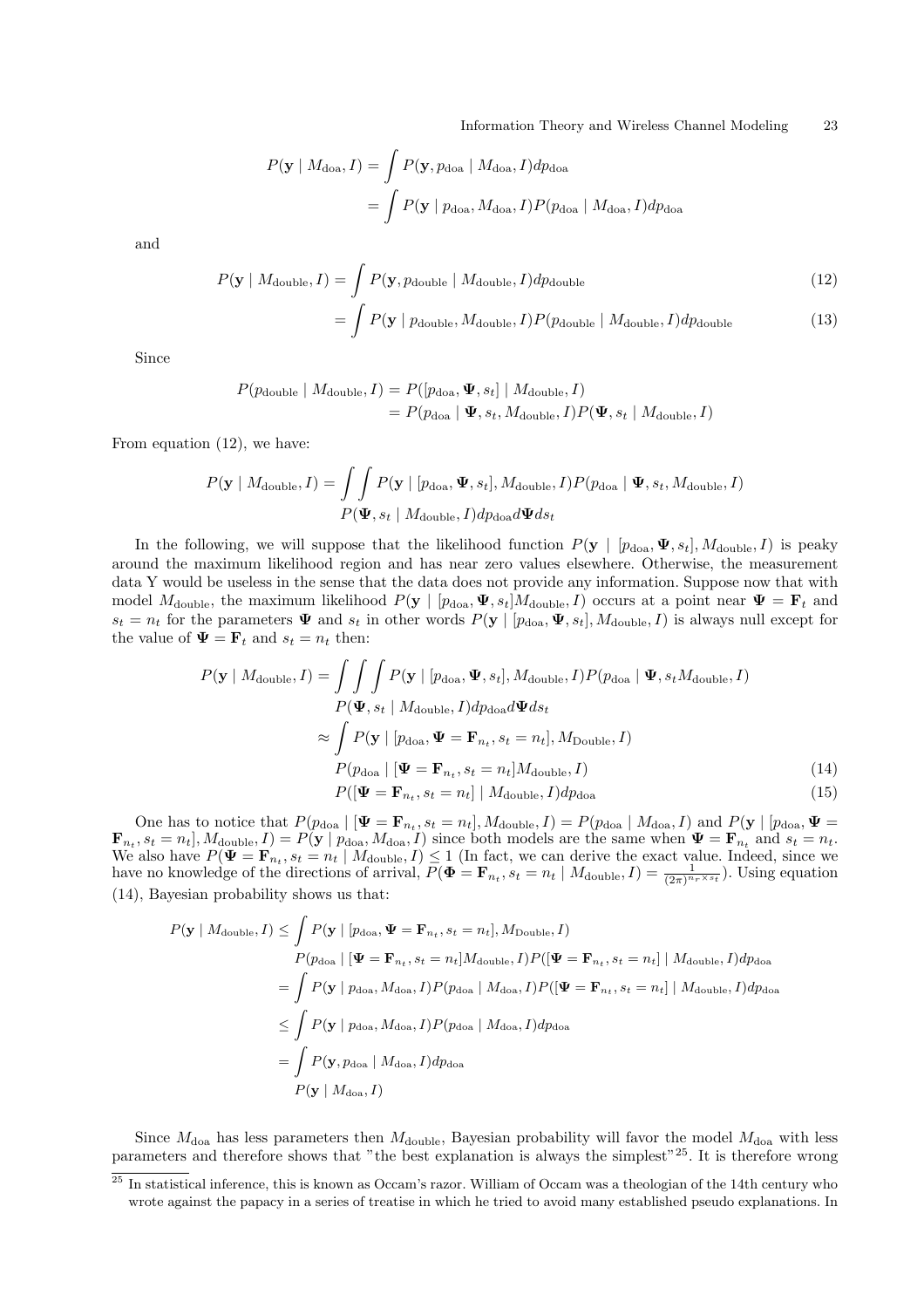$$
\begin{aligned}
P(\mathbf{y} \mid M_{\text{doa}}, I) &= \int P(\mathbf{y}, p_{\text{doa}} \mid M_{\text{doa}}, I) dp_{\text{doa}} \\
&= \int P(\mathbf{y} \mid p_{\text{doa}}, M_{\text{doa}}, I) P(p_{\text{doa}} \mid M_{\text{doa}}, I) dp_{\text{doa}}
\end{aligned}
$$

and

$$
P(\mathbf{y} \mid M_{\text{double}}, I) = \int P(\mathbf{y}, p_{\text{double}} \mid M_{\text{double}}, I) dp_{\text{double}} \tag{12}
$$

$$
= \int P(\mathbf{y} \mid p_{\text{double}}, M_{\text{double}}, I) P(p_{\text{double}} \mid M_{\text{double}}, I) dp_{\text{double}} \tag{13}
$$

Since

$$
\begin{aligned}
P(p_{\text{double}} \mid M_{\text{double}}, I) &= P([p_{\text{doa}}, \mathbf{\Psi}, s_t] \mid M_{\text{double}}, I) \\
&= P(p_{\text{doa}} \mid \mathbf{\Psi}, s_t, M_{\text{double}}, I) P(\mathbf{\Psi}, s_t \mid M_{\text{double}}, I)
\end{aligned}
$$

From equation (12), we have:

$$
\begin{aligned}
P(\mathbf{y} \mid M_{\text{double}}, I) = \int \int & P(\mathbf{y} \mid [p_{\text{doa}}, \mathbf{\Psi}, s_t], M_{\text{double}}, I) P(p_{\text{doa}} \mid \mathbf{\Psi}, s_t, M_{\text{double}}, I) \\
& P(\mathbf{\Psi}, s_t \mid M_{\text{double}}, I) dp_{\text{doa}} d\mathbf{\Psi} ds_t
\end{aligned}
$$

In the following, we will suppose that the likelihood function $P(\mathbf{y} \mid [p_{\text{doa}}, \mathbf{\Psi}, s_t], M_{\text{double}}, I)$ is peaky around the maximum likelihood region and has near zero values elsewhere. Otherwise, the measurement data Y would be useless in the sense that the data does not provide any information. Suppose now that with model $M_{\text{double}}$, the maximum likelihood $P(\mathbf{y} \mid [p_{\text{doa}}, \mathbf{\Psi}, s_t] M_{\text{double}}, I)$ occurs at a point near $\mathbf{\Psi} = \mathbf{F}_t$ and $s_t = n_t$ for the parameters $\mathbf{\Psi}$ and $s_t$ in other words $P(\mathbf{y} \mid [p_{\text{doa}}, \mathbf{\Psi}, s_t], M_{\text{double}}, I)$ is always null except for the value of $\mathbf{\Psi} = \mathbf{F}_t$ and $s_t = n_t$ then:

$$
\begin{aligned}
P(\mathbf{y} \mid M_{\text{double}}, I) = \int \int \int & P(\mathbf{y} \mid [p_{\text{doa}}, \mathbf{\Psi}, s_t], M_{\text{double}}, I) P(p_{\text{doa}} \mid \mathbf{\Psi}, s_t M_{\text{double}}, I) \\
& P(\mathbf{\Psi}, s_t \mid M_{\text{double}}, I) dp_{\text{doa}} d\mathbf{\Psi} ds_t \\
\approx \int & P(\mathbf{y} \mid [p_{\text{doa}}, \mathbf{\Psi} = \mathbf{F}_{n_t}, s_t = n_t], M_{\text{Double}}, I) \\
& P(p_{\text{doa}} \mid [\mathbf{\Psi} = \mathbf{F}_{n_t}, s_t = n_t] M_{\text{double}}, I) \qquad (14) \\
& P([\mathbf{\Psi} = \mathbf{F}_{n_t}, s_t = n_t] \mid M_{\text{double}}, I) dp_{\text{doa}} \qquad (15)
\end{aligned}
$$

One has to notice that $P(p_{\text{doa}} \mid [\mathbf{\Psi} = \mathbf{F}_{n_t}, s_t = n_t], M_{\text{double}}, I) = P(p_{\text{doa}} \mid M_{\text{doa}}, I)$ and $P(\mathbf{y} \mid [p_{\text{doa}}, \mathbf{\Psi} = \mathbf{F}_{n_t}, s_t = n_t], M_{\text{double}}, I) = P(\mathbf{y} \mid p_{\text{doa}}, M_{\text{doa}}, I)$ since both models are the same when $\mathbf{\Psi} = \mathbf{F}_{n_t}$ and $s_t = n_t$. We also have $P(\mathbf{\Psi} = \mathbf{F}_{n_t}, s_t = n_t \mid M_{\text{double}}, I) \leq 1$ (In fact, we can derive the exact value. Indeed, since we have no knowledge of the directions of arrival, $P(\mathbf{\Phi} = \mathbf{F}_{n_t}, s_t = n_t \mid M_{\text{double}}, I) = \frac{1}{(2\pi)^{n_r \times s_t}}$). Using equation (14), Bayesian probability shows us that:

$$
\begin{aligned}
P(\mathbf{y} \mid M_{\text{double}}, I) &\leq \int P(\mathbf{y} \mid [p_{\text{doa}}, \mathbf{\Psi} = \mathbf{F}_{n_t}, s_t = n_t], M_{\text{Double}}, I) \\
& \qquad P(p_{\text{doa}} \mid [\mathbf{\Psi} = \mathbf{F}_{n_t}, s_t = n_t] M_{\text{double}}, I) P([\mathbf{\Psi} = \mathbf{F}_{n_t}, s_t = n_t] \mid M_{\text{double}}, I) dp_{\text{doa}} \\
&= \int P(\mathbf{y} \mid p_{\text{doa}}, M_{\text{doa}}, I) P(p_{\text{doa}} \mid M_{\text{doa}}, I) P([\mathbf{\Psi} = \mathbf{F}_{n_t}, s_t = n_t] \mid M_{\text{double}}, I) dp_{\text{doa}} \\
&\leq \int P(\mathbf{y} \mid p_{\text{doa}}, M_{\text{doa}}, I) P(p_{\text{doa}} \mid M_{\text{doa}}, I) dp_{\text{doa}} \\
&= \int P(\mathbf{y}, p_{\text{doa}} \mid M_{\text{doa}}, I) dp_{\text{doa}} \\
& \quad P(\mathbf{y} \mid M_{\text{doa}}, I)
\end{aligned}
$$

Since $M_{\text{doa}}$ has less parameters then $M_{\text{double}}$, Bayesian probability will favor the model $M_{\text{doa}}$ with less parameters and therefore shows that "the best explanation is always the simplest"[25]. It is therefore wrong

[25] In statistical inference, this is known as Occam's razor. William of Occam was a theologian of the 14th century who wrote against the papacy in a series of treatise in which he tried to avoid many established pseudo explanations. In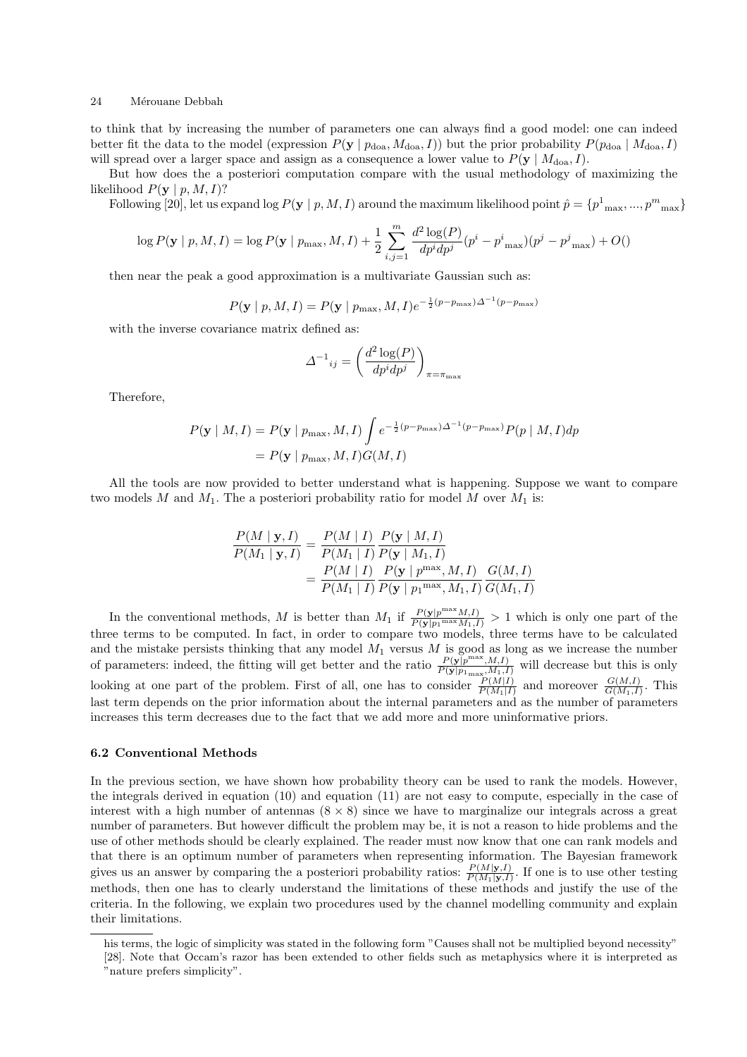to think that by increasing the number of parameters one can always find a good model: one can indeed better fit the data to the model (expression $P(\mathbf{y} \mid p_{\text{doa}}, M_{\text{doa}}, I)$) but the prior probability $P(p_{\text{doa}} \mid M_{\text{doa}}, I)$ will spread over a larger space and assign as a consequence a lower value to $P(\mathbf{y} \mid M_{\text{doa}}, I)$.

But how does the a posteriori computation compare with the usual methodology of maximizing the likelihood $P(\mathbf{y} \mid p, M, I)$?

Following [20], let us expand $\log P(\mathbf{y} \mid p, M, I)$ around the maximum likelihood point $\hat{p} = \{p^1{}_{\max}, ..., p^m{}_{\max}\}$

$$\log P(\mathbf{y} \mid p, M, I) = \log P(\mathbf{y} \mid p_{\max}, M, I) + \frac{1}{2}\sum_{i,j=1}^{m} \frac{d^2 \log(P)}{dp^i dp^j}(p^i - p^i{}_{\max})(p^j - p^j{}_{\max}) + O()$$

then near the peak a good approximation is a multivariate Gaussian such as:

$$P(\mathbf{y} \mid p, M, I) = P(\mathbf{y} \mid p_{\max}, M, I) e^{-\frac{1}{2}(p-p_{\max})\Delta^{-1}(p-p_{\max})}$$

with the inverse covariance matrix defined as:

$$\Delta^{-1}{}_{ij} = \left(\frac{d^2 \log(P)}{dp^i dp^j}\right)_{\pi=\pi_{\max}}$$

Therefore,

$$\begin{aligned}
P(\mathbf{y} \mid M, I) &= P(\mathbf{y} \mid p_{\max}, M, I) \int e^{-\frac{1}{2}(p-p_{\max})\Delta^{-1}(p-p_{\max})} P(p \mid M, I) dp \\
&= P(\mathbf{y} \mid p_{\max}, M, I) G(M, I)
\end{aligned}$$

All the tools are now provided to better understand what is happening. Suppose we want to compare two models $M$ and $M_1$. The a posteriori probability ratio for model $M$ over $M_1$ is:

$$\begin{aligned}
\frac{P(M \mid \mathbf{y}, I)}{P(M_1 \mid \mathbf{y}, I)} &= \frac{P(M \mid I)}{P(M_1 \mid I)} \frac{P(\mathbf{y} \mid M, I)}{P(\mathbf{y} \mid M_1, I)} \\
&= \frac{P(M \mid I)}{P(M_1 \mid I)} \frac{P(\mathbf{y} \mid p^{\max}, M, I)}{P(\mathbf{y} \mid p_1{}^{\max}, M_1, I)} \frac{G(M, I)}{G(M_1, I)}
\end{aligned}$$

In the conventional methods, $M$ is better than $M_1$ if $\frac{P(\mathbf{y} \mid p^{\max} M, I)}{P(\mathbf{y} \mid p_1{}^{\max} M_1, I)} > 1$ which is only one part of the three terms to be computed. In fact, in order to compare two models, three terms have to be calculated and the mistake persists thinking that any model $M_1$ versus $M$ is good as long as we increase the number of parameters: indeed, the fitting will get better and the ratio $\frac{P(\mathbf{y} \mid p^{\max}, M, I)}{P(\mathbf{y} \mid p_{1\max}, M_1, I)}$ will decrease but this is only looking at one part of the problem. First of all, one has to consider $\frac{P(M \mid I)}{P(M_1 \mid I)}$ and moreover $\frac{G(M,I)}{G(M_1,I)}$. This last term depends on the prior information about the internal parameters and as the number of parameters increases this term decreases due to the fact that we add more and more uninformative priors.

### 6.2 Conventional Methods

In the previous section, we have shown how probability theory can be used to rank the models. However, the integrals derived in equation (10) and equation (11) are not easy to compute, especially in the case of interest with a high number of antennas ($8 \times 8$) since we have to marginalize our integrals across a great number of parameters. But however difficult the problem may be, it is not a reason to hide problems and the use of other methods should be clearly explained. The reader must now know that one can rank models and that there is an optimum number of parameters when representing information. The Bayesian framework gives us an answer by comparing the a posteriori probability ratios: $\frac{P(M \mid \mathbf{y}, I)}{P(M_1 \mid \mathbf{y}, I)}$. If one is to use other testing methods, then one has to clearly understand the limitations of these methods and justify the use of the criteria. In the following, we explain two procedures used by the channel modelling community and explain their limitations.

---

his terms, the logic of simplicity was stated in the following form "Causes shall not be multiplied beyond necessity" [28]. Note that Occam's razor has been extended to other fields such as metaphysics where it is interpreted as "nature prefers simplicity".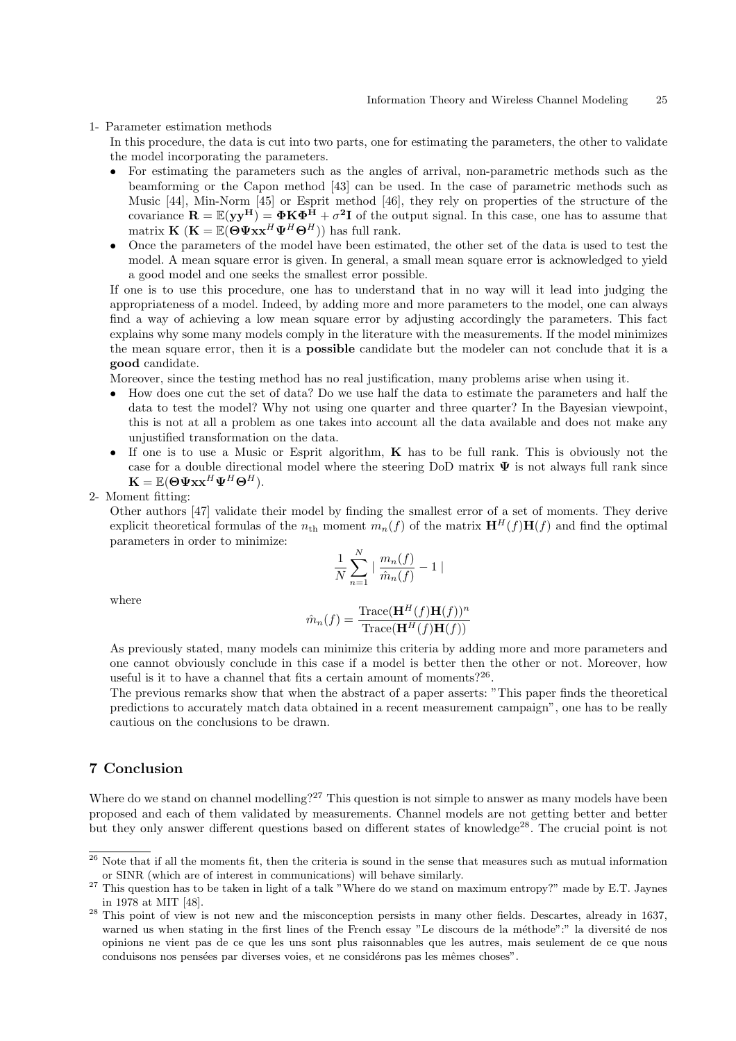1- Parameter estimation methods

In this procedure, the data is cut into two parts, one for estimating the parameters, the other to validate the model incorporating the parameters.

- For estimating the parameters such as the angles of arrival, non-parametric methods such as the beamforming or the Capon method [43] can be used. In the case of parametric methods such as Music [44], Min-Norm [45] or Esprit method [46], they rely on properties of the structure of the covariance $\mathbf{R} = \mathbb{E}(\mathbf{y}\mathbf{y}^{\mathbf{H}}) = \mathbf{\Phi}\mathbf{K}\mathbf{\Phi}^{\mathbf{H}} + \sigma^{\mathbf{2}}\mathbf{I}$ of the output signal. In this case, one has to assume that matrix $\mathbf{K}$ ($\mathbf{K} = \mathbb{E}(\mathbf{\Theta}\mathbf{\Psi}\mathbf{x}\mathbf{x}^H\mathbf{\Psi}^H\mathbf{\Theta}^H)$) has full rank.
- Once the parameters of the model have been estimated, the other set of the data is used to test the model. A mean square error is given. In general, a small mean square error is acknowledged to yield a good model and one seeks the smallest error possible.

If one is to use this procedure, one has to understand that in no way will it lead into judging the appropriateness of a model. Indeed, by adding more and more parameters to the model, one can always find a way of achieving a low mean square error by adjusting accordingly the parameters. This fact explains why some many models comply in the literature with the measurements. If the model minimizes the mean square error, then it is a **possible** candidate but the modeler can not conclude that it is a **good** candidate.

Moreover, since the testing method has no real justification, many problems arise when using it.

- How does one cut the set of data? Do we use half the data to estimate the parameters and half the data to test the model? Why not using one quarter and three quarter? In the Bayesian viewpoint, this is not at all a problem as one takes into account all the data available and does not make any unjustified transformation on the data.
- If one is to use a Music or Esprit algorithm, $\mathbf{K}$ has to be full rank. This is obviously not the case for a double directional model where the steering DoD matrix $\mathbf{\Psi}$ is not always full rank since $\mathbf{K} = \mathbb{E}(\mathbf{\Theta}\mathbf{\Psi}\mathbf{x}\mathbf{x}^H\mathbf{\Psi}^H\mathbf{\Theta}^H)$.

2- Moment fitting:

Other authors [47] validate their model by finding the smallest error of a set of moments. They derive explicit theoretical formulas of the $n_{\text{th}}$ moment $m_n(f)$ of the matrix $\mathbf{H}^H(f)\mathbf{H}(f)$ and find the optimal parameters in order to minimize:

$$\frac{1}{N}\sum_{n=1}^{N} \mid \frac{m_n(f)}{\hat{m}_n(f)} - 1 \mid$$

where

$$\hat{m}_n(f) = \frac{\text{Trace}(\mathbf{H}^H(f)\mathbf{H}(f))^n}{\text{Trace}(\mathbf{H}^H(f)\mathbf{H}(f))}$$

As previously stated, many models can minimize this criteria by adding more and more parameters and one cannot obviously conclude in this case if a model is better then the other or not. Moreover, how useful is it to have a channel that fits a certain amount of moments?[26].

The previous remarks show that when the abstract of a paper asserts: "This paper finds the theoretical predictions to accurately match data obtained in a recent measurement campaign", one has to be really cautious on the conclusions to be drawn.

## 7 Conclusion

Where do we stand on channel modelling?[27] This question is not simple to answer as many models have been proposed and each of them validated by measurements. Channel models are not getting better and better but they only answer different questions based on different states of knowledge[28]. The crucial point is not

[26] Note that if all the moments fit, then the criteria is sound in the sense that measures such as mutual information or SINR (which are of interest in communications) will behave similarly.

[27] This question has to be taken in light of a talk "Where do we stand on maximum entropy?" made by E.T. Jaynes in 1978 at MIT [48].

[28] This point of view is not new and the misconception persists in many other fields. Descartes, already in 1637, warned us when stating in the first lines of the French essay "Le discours de la méthode":" la diversité de nos opinions ne vient pas de ce que les uns sont plus raisonnables que les autres, mais seulement de ce que nous conduisons nos pensées par diverses voies, et ne considérons pas les mêmes choses".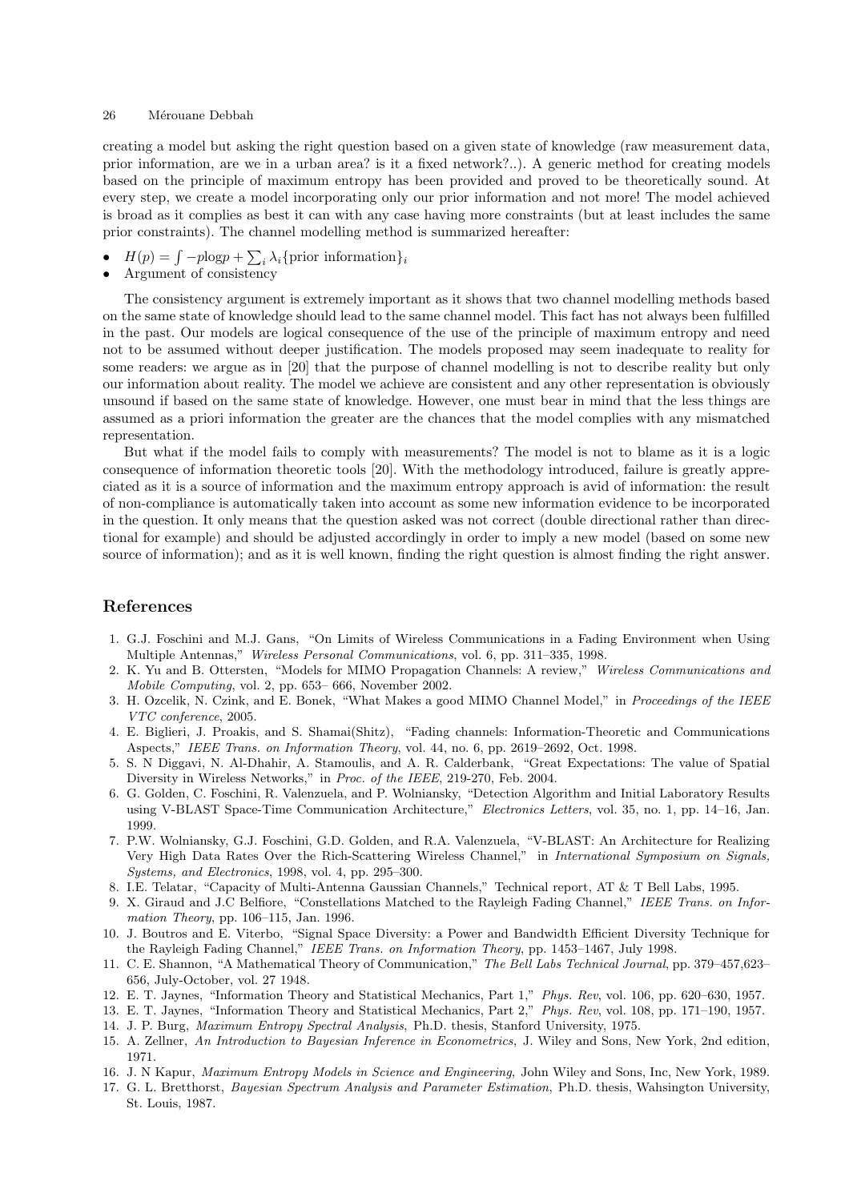creating a model but asking the right question based on a given state of knowledge (raw measurement data, prior information, are we in a urban area? is it a fixed network?..). A generic method for creating models based on the principle of maximum entropy has been provided and proved to be theoretically sound. At every step, we create a model incorporating only our prior information and not more! The model achieved is broad as it complies as best it can with any case having more constraints (but at least includes the same prior constraints). The channel modelling method is summarized hereafter:

- $H(p) = \int -p\log p + \sum_i \lambda_i \{\text{prior information}\}_i$
- Argument of consistency

The consistency argument is extremely important as it shows that two channel modelling methods based on the same state of knowledge should lead to the same channel model. This fact has not always been fulfilled in the past. Our models are logical consequence of the use of the principle of maximum entropy and need not to be assumed without deeper justification. The models proposed may seem inadequate to reality for some readers: we argue as in [20] that the purpose of channel modelling is not to describe reality but only our information about reality. The model we achieve are consistent and any other representation is obviously unsound if based on the same state of knowledge. However, one must bear in mind that the less things are assumed as a priori information the greater are the chances that the model complies with any mismatched representation.

But what if the model fails to comply with measurements? The model is not to blame as it is a logic consequence of information theoretic tools [20]. With the methodology introduced, failure is greatly appreciated as it is a source of information and the maximum entropy approach is avid of information: the result of non-compliance is automatically taken into account as some new information evidence to be incorporated in the question. It only means that the question asked was not correct (double directional rather than directional for example) and should be adjusted accordingly in order to imply a new model (based on some new source of information); and as it is well known, finding the right question is almost finding the right answer.

## References

1. G.J. Foschini and M.J. Gans, "On Limits of Wireless Communications in a Fading Environment when Using Multiple Antennas," *Wireless Personal Communications*, vol. 6, pp. 311–335, 1998.
2. K. Yu and B. Ottersten, "Models for MIMO Propagation Channels: A review," *Wireless Communications and Mobile Computing*, vol. 2, pp. 653– 666, November 2002.
3. H. Ozcelik, N. Czink, and E. Bonek, "What Makes a good MIMO Channel Model," in *Proceedings of the IEEE VTC conference*, 2005.
4. E. Biglieri, J. Proakis, and S. Shamai(Shitz), "Fading channels: Information-Theoretic and Communications Aspects," *IEEE Trans. on Information Theory*, vol. 44, no. 6, pp. 2619–2692, Oct. 1998.
5. S. N Diggavi, N. Al-Dhahir, A. Stamoulis, and A. R. Calderbank, "Great Expectations: The value of Spatial Diversity in Wireless Networks," in *Proc. of the IEEE*, 219-270, Feb. 2004.
6. G. Golden, C. Foschini, R. Valenzuela, and P. Wolniansky, "Detection Algorithm and Initial Laboratory Results using V-BLAST Space-Time Communication Architecture," *Electronics Letters*, vol. 35, no. 1, pp. 14–16, Jan. 1999.
7. P.W. Wolniansky, G.J. Foschini, G.D. Golden, and R.A. Valenzuela, "V-BLAST: An Architecture for Realizing Very High Data Rates Over the Rich-Scattering Wireless Channel," in *International Symposium on Signals, Systems, and Electronics*, 1998, vol. 4, pp. 295–300.
8. I.E. Telatar, "Capacity of Multi-Antenna Gaussian Channels," Technical report, AT & T Bell Labs, 1995.
9. X. Giraud and J.C Belfiore, "Constellations Matched to the Rayleigh Fading Channel," *IEEE Trans. on Information Theory*, pp. 106–115, Jan. 1996.
10. J. Boutros and E. Viterbo, "Signal Space Diversity: a Power and Bandwidth Efficient Diversity Technique for the Rayleigh Fading Channel," *IEEE Trans. on Information Theory*, pp. 1453–1467, July 1998.
11. C. E. Shannon, "A Mathematical Theory of Communication," *The Bell Labs Technical Journal*, pp. 379–457,623–656, July-October, vol. 27 1948.
12. E. T. Jaynes, "Information Theory and Statistical Mechanics, Part 1," *Phys. Rev*, vol. 106, pp. 620–630, 1957.
13. E. T. Jaynes, "Information Theory and Statistical Mechanics, Part 2," *Phys. Rev*, vol. 108, pp. 171–190, 1957.
14. J. P. Burg, *Maximum Entropy Spectral Analysis*, Ph.D. thesis, Stanford University, 1975.
15. A. Zellner, *An Introduction to Bayesian Inference in Econometrics*, J. Wiley and Sons, New York, 2nd edition, 1971.
16. J. N Kapur, *Maximum Entropy Models in Science and Engineering*, John Wiley and Sons, Inc, New York, 1989.
17. G. L. Bretthorst, *Bayesian Spectrum Analysis and Parameter Estimation*, Ph.D. thesis, Wahsington University, St. Louis, 1987.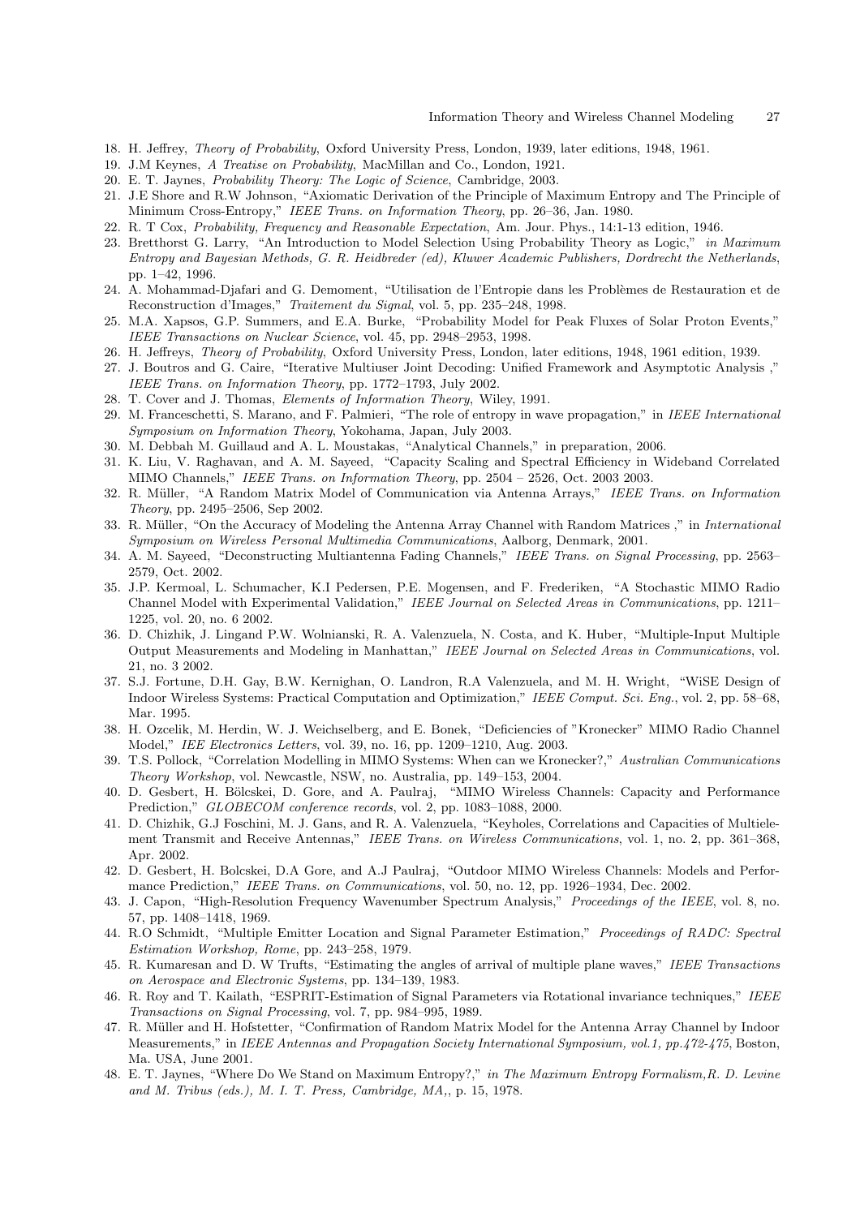18. H. Jeffrey, *Theory of Probability*, Oxford University Press, London, 1939, later editions, 1948, 1961.
19. J.M Keynes, *A Treatise on Probability*, MacMillan and Co., London, 1921.
20. E. T. Jaynes, *Probability Theory: The Logic of Science*, Cambridge, 2003.
21. J.E Shore and R.W Johnson, "Axiomatic Derivation of the Principle of Maximum Entropy and The Principle of Minimum Cross-Entropy," *IEEE Trans. on Information Theory*, pp. 26–36, Jan. 1980.
22. R. T Cox, *Probability, Frequency and Reasonable Expectation*, Am. Jour. Phys., 14:1-13 edition, 1946.
23. Bretthorst G. Larry, "An Introduction to Model Selection Using Probability Theory as Logic," *in Maximum Entropy and Bayesian Methods, G. R. Heidbreder (ed), Kluwer Academic Publishers, Dordrecht the Netherlands*, pp. 1–42, 1996.
24. A. Mohammad-Djafari and G. Demoment, "Utilisation de l'Entropie dans les Problèmes de Restauration et de Reconstruction d'Images," *Traitement du Signal*, vol. 5, pp. 235–248, 1998.
25. M.A. Xapsos, G.P. Summers, and E.A. Burke, "Probability Model for Peak Fluxes of Solar Proton Events," *IEEE Transactions on Nuclear Science*, vol. 45, pp. 2948–2953, 1998.
26. H. Jeffreys, *Theory of Probability*, Oxford University Press, London, later editions, 1948, 1961 edition, 1939.
27. J. Boutros and G. Caire, "Iterative Multiuser Joint Decoding: Unified Framework and Asymptotic Analysis ," *IEEE Trans. on Information Theory*, pp. 1772–1793, July 2002.
28. T. Cover and J. Thomas, *Elements of Information Theory*, Wiley, 1991.
29. M. Franceschetti, S. Marano, and F. Palmieri, "The role of entropy in wave propagation," in *IEEE International Symposium on Information Theory*, Yokohama, Japan, July 2003.
30. M. Debbah M. Guillaud and A. L. Moustakas, "Analytical Channels," in preparation, 2006.
31. K. Liu, V. Raghavan, and A. M. Sayeed, "Capacity Scaling and Spectral Efficiency in Wideband Correlated MIMO Channels," *IEEE Trans. on Information Theory*, pp. 2504 – 2526, Oct. 2003 2003.
32. R. Müller, "A Random Matrix Model of Communication via Antenna Arrays," *IEEE Trans. on Information Theory*, pp. 2495–2506, Sep 2002.
33. R. Müller, "On the Accuracy of Modeling the Antenna Array Channel with Random Matrices ," in *International Symposium on Wireless Personal Multimedia Communications*, Aalborg, Denmark, 2001.
34. A. M. Sayeed, "Deconstructing Multiantenna Fading Channels," *IEEE Trans. on Signal Processing*, pp. 2563–2579, Oct. 2002.
35. J.P. Kermoal, L. Schumacher, K.I Pedersen, P.E. Mogensen, and F. Frederiken, "A Stochastic MIMO Radio Channel Model with Experimental Validation," *IEEE Journal on Selected Areas in Communications*, pp. 1211–1225, vol. 20, no. 6 2002.
36. D. Chizhik, J. Lingand P.W. Wolnianski, R. A. Valenzuela, N. Costa, and K. Huber, "Multiple-Input Multiple Output Measurements and Modeling in Manhattan," *IEEE Journal on Selected Areas in Communications*, vol. 21, no. 3 2002.
37. S.J. Fortune, D.H. Gay, B.W. Kernighan, O. Landron, R.A Valenzuela, and M. H. Wright, "WiSE Design of Indoor Wireless Systems: Practical Computation and Optimization," *IEEE Comput. Sci. Eng.*, vol. 2, pp. 58–68, Mar. 1995.
38. H. Ozcelik, M. Herdin, W. J. Weichselberg, and E. Bonek, "Deficiencies of "Kronecker" MIMO Radio Channel Model," *IEE Electronics Letters*, vol. 39, no. 16, pp. 1209–1210, Aug. 2003.
39. T.S. Pollock, "Correlation Modelling in MIMO Systems: When can we Kronecker?," *Australian Communications Theory Workshop*, vol. Newcastle, NSW, no. Australia, pp. 149–153, 2004.
40. D. Gesbert, H. Bölcskei, D. Gore, and A. Paulraj, "MIMO Wireless Channels: Capacity and Performance Prediction," *GLOBECOM conference records*, vol. 2, pp. 1083–1088, 2000.
41. D. Chizhik, G.J Foschini, M. J. Gans, and R. A. Valenzuela, "Keyholes, Correlations and Capacities of Multielement Transmit and Receive Antennas," *IEEE Trans. on Wireless Communications*, vol. 1, no. 2, pp. 361–368, Apr. 2002.
42. D. Gesbert, H. Bolcskei, D.A Gore, and A.J Paulraj, "Outdoor MIMO Wireless Channels: Models and Performance Prediction," *IEEE Trans. on Communications*, vol. 50, no. 12, pp. 1926–1934, Dec. 2002.
43. J. Capon, "High-Resolution Frequency Wavenumber Spectrum Analysis," *Proceedings of the IEEE*, vol. 8, no. 57, pp. 1408–1418, 1969.
44. R.O Schmidt, "Multiple Emitter Location and Signal Parameter Estimation," *Proceedings of RADC: Spectral Estimation Workshop, Rome*, pp. 243–258, 1979.
45. R. Kumaresan and D. W Trufts, "Estimating the angles of arrival of multiple plane waves," *IEEE Transactions on Aerospace and Electronic Systems*, pp. 134–139, 1983.
46. R. Roy and T. Kailath, "ESPRIT-Estimation of Signal Parameters via Rotational invariance techniques," *IEEE Transactions on Signal Processing*, vol. 7, pp. 984–995, 1989.
47. R. Müller and H. Hofstetter, "Confirmation of Random Matrix Model for the Antenna Array Channel by Indoor Measurements," in *IEEE Antennas and Propagation Society International Symposium, vol.1, pp.472-475*, Boston, Ma. USA, June 2001.
48. E. T. Jaynes, "Where Do We Stand on Maximum Entropy?," *in The Maximum Entropy Formalism,R. D. Levine and M. Tribus (eds.), M. I. T. Press, Cambridge, MA,*, p. 15, 1978.